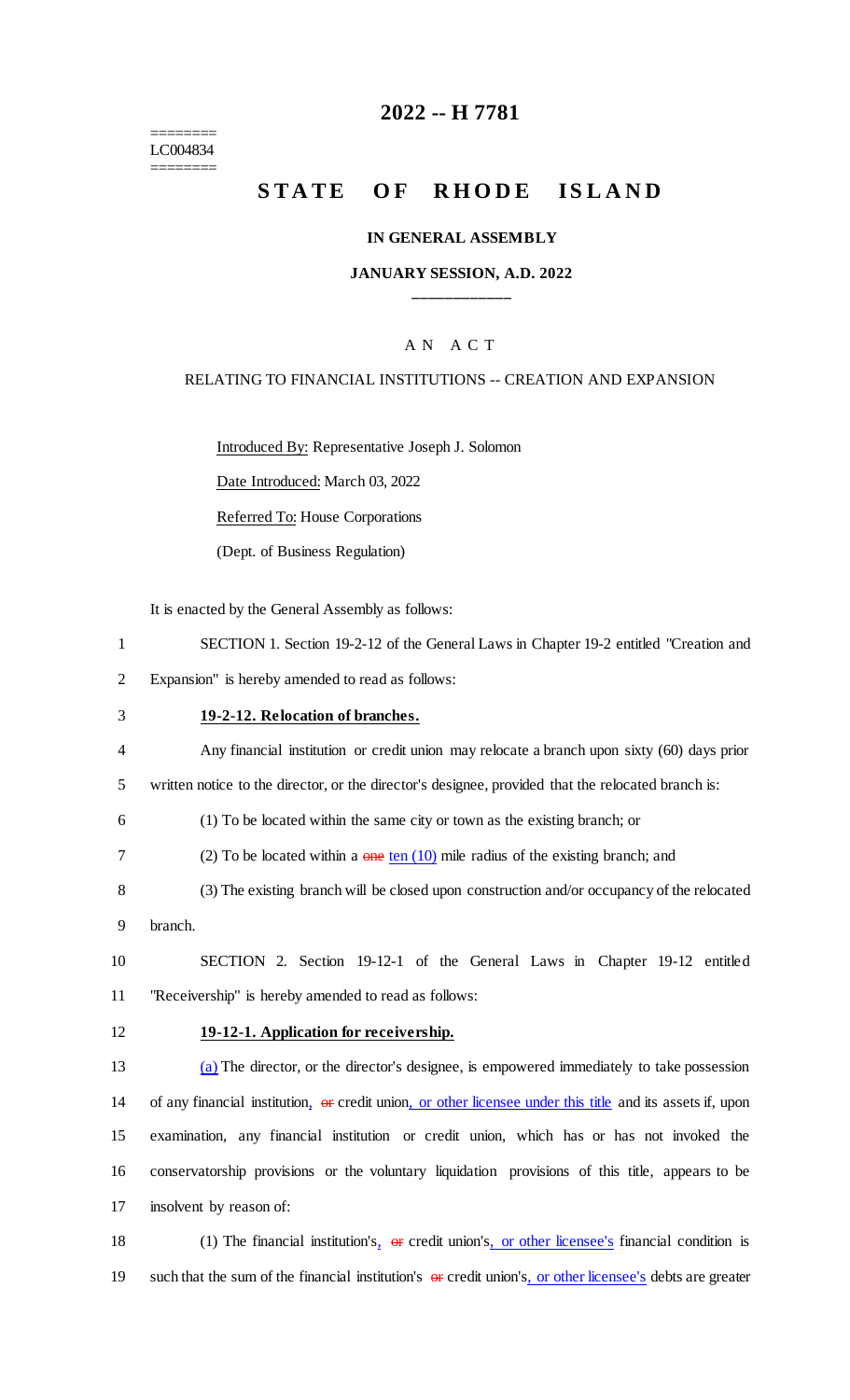# 2022 -- H 7781

========
LC004834
========

## STATE OF RHODE ISLAND

### IN GENERAL ASSEMBLY

### JANUARY SESSION, A.D. 2022

---

A N A C T

RELATING TO FINANCIAL INSTITUTIONS -- CREATION AND EXPANSION

Introduced By: Representative Joseph J. Solomon

Date Introduced: March 03, 2022

Referred To: House Corporations

(Dept. of Business Regulation)

It is enacted by the General Assembly as follows:

1 SECTION 1. Section 19-2-12 of the General Laws in Chapter 19-2 entitled "Creation and
2 Expansion" is hereby amended to read as follows:

3 **19-2-12. Relocation of branches.**

4 Any financial institution or credit union may relocate a branch upon sixty (60) days prior
5 written notice to the director, or the director's designee, provided that the relocated branch is:

6 (1) To be located within the same city or town as the existing branch; or

7 (2) To be located within a ~~one~~ ten (10) mile radius of the existing branch; and

8 (3) The existing branch will be closed upon construction and/or occupancy of the relocated
9 branch.

10 SECTION 2. Section 19-12-1 of the General Laws in Chapter 19-12 entitled
11 "Receivership" is hereby amended to read as follows:

12 **19-12-1. Application for receivership.**

13 (a) The director, or the director's designee, is empowered immediately to take possession
14 of any financial institution, ~~or~~ credit union, or other licensee under this title and its assets if, upon
15 examination, any financial institution or credit union, which has or has not invoked the
16 conservatorship provisions or the voluntary liquidation provisions of this title, appears to be
17 insolvent by reason of:

18 (1) The financial institution's, ~~or~~ credit union's, or other licensee's financial condition is
19 such that the sum of the financial institution's ~~or~~ credit union's, or other licensee's debts are greater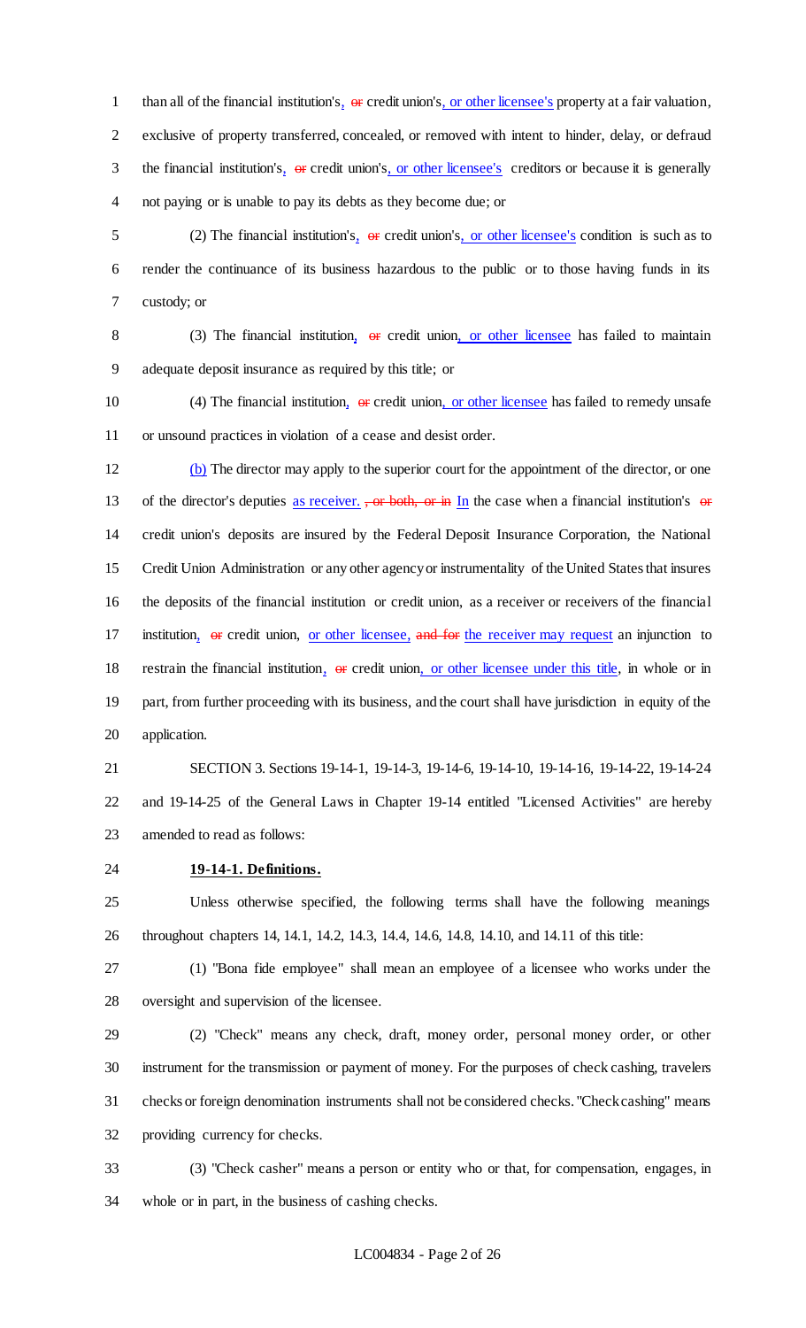than all of the financial institution's, ~~or~~ credit union's, or other licensee's property at a fair valuation, exclusive of property transferred, concealed, or removed with intent to hinder, delay, or defraud the financial institution's, ~~or~~ credit union's, or other licensee's creditors or because it is generally not paying or is unable to pay its debts as they become due; or

(2) The financial institution's, ~~or~~ credit union's, or other licensee's condition is such as to render the continuance of its business hazardous to the public or to those having funds in its custody; or

(3) The financial institution, ~~or~~ credit union, or other licensee has failed to maintain adequate deposit insurance as required by this title; or

(4) The financial institution, ~~or~~ credit union, or other licensee has failed to remedy unsafe or unsound practices in violation of a cease and desist order.

(b) The director may apply to the superior court for the appointment of the director, or one of the director's deputies as receiver. ~~, or both, or in~~ In the case when a financial institution's ~~or~~ credit union's deposits are insured by the Federal Deposit Insurance Corporation, the National Credit Union Administration or any other agency or instrumentality of the United States that insures the deposits of the financial institution or credit union, as a receiver or receivers of the financial institution, ~~or~~ credit union, or other licensee, ~~and for~~ the receiver may request an injunction to restrain the financial institution, ~~or~~ credit union, or other licensee under this title, in whole or in part, from further proceeding with its business, and the court shall have jurisdiction in equity of the application.

SECTION 3. Sections 19-14-1, 19-14-3, 19-14-6, 19-14-10, 19-14-16, 19-14-22, 19-14-24 and 19-14-25 of the General Laws in Chapter 19-14 entitled "Licensed Activities" are hereby amended to read as follows:

**19-14-1. Definitions.**

Unless otherwise specified, the following terms shall have the following meanings throughout chapters 14, 14.1, 14.2, 14.3, 14.4, 14.6, 14.8, 14.10, and 14.11 of this title:

(1) "Bona fide employee" shall mean an employee of a licensee who works under the oversight and supervision of the licensee.

(2) "Check" means any check, draft, money order, personal money order, or other instrument for the transmission or payment of money. For the purposes of check cashing, travelers checks or foreign denomination instruments shall not be considered checks. "Check cashing" means providing currency for checks.

(3) "Check casher" means a person or entity who or that, for compensation, engages, in whole or in part, in the business of cashing checks.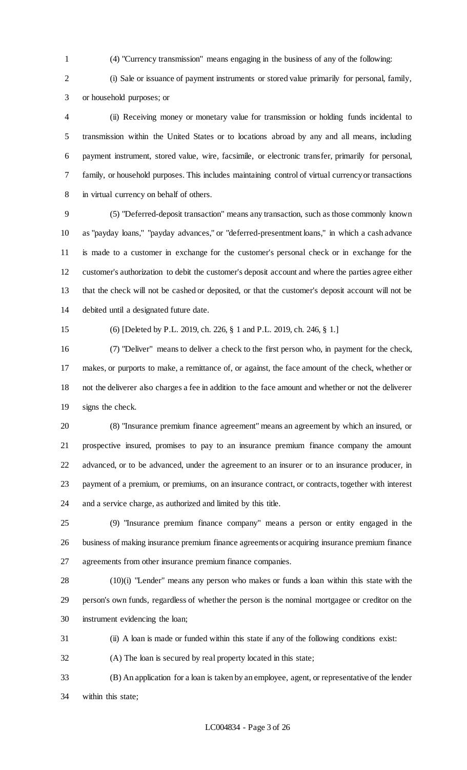(4) "Currency transmission" means engaging in the business of any of the following:

(i) Sale or issuance of payment instruments or stored value primarily for personal, family, or household purposes; or

(ii) Receiving money or monetary value for transmission or holding funds incidental to transmission within the United States or to locations abroad by any and all means, including payment instrument, stored value, wire, facsimile, or electronic transfer, primarily for personal, family, or household purposes. This includes maintaining control of virtual currency or transactions in virtual currency on behalf of others.

(5) "Deferred-deposit transaction" means any transaction, such as those commonly known as "payday loans," "payday advances," or "deferred-presentment loans," in which a cash advance is made to a customer in exchange for the customer's personal check or in exchange for the customer's authorization to debit the customer's deposit account and where the parties agree either that the check will not be cashed or deposited, or that the customer's deposit account will not be debited until a designated future date.

(6) [Deleted by P.L. 2019, ch. 226, § 1 and P.L. 2019, ch. 246, § 1.]

(7) "Deliver" means to deliver a check to the first person who, in payment for the check, makes, or purports to make, a remittance of, or against, the face amount of the check, whether or not the deliverer also charges a fee in addition to the face amount and whether or not the deliverer signs the check.

(8) "Insurance premium finance agreement" means an agreement by which an insured, or prospective insured, promises to pay to an insurance premium finance company the amount advanced, or to be advanced, under the agreement to an insurer or to an insurance producer, in payment of a premium, or premiums, on an insurance contract, or contracts, together with interest and a service charge, as authorized and limited by this title.

(9) "Insurance premium finance company" means a person or entity engaged in the business of making insurance premium finance agreements or acquiring insurance premium finance agreements from other insurance premium finance companies.

(10)(i) "Lender" means any person who makes or funds a loan within this state with the person's own funds, regardless of whether the person is the nominal mortgagee or creditor on the instrument evidencing the loan;

(ii) A loan is made or funded within this state if any of the following conditions exist:

(A) The loan is secured by real property located in this state;

(B) An application for a loan is taken by an employee, agent, or representative of the lender within this state;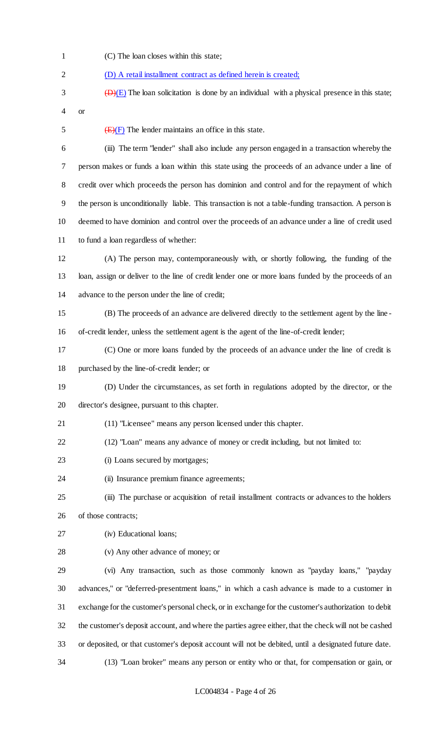(C) The loan closes within this state;

(D) A retail installment contract as defined herein is created;

~~(D)~~(E) The loan solicitation is done by an individual with a physical presence in this state; or

~~(E)~~(F) The lender maintains an office in this state.

(iii) The term "lender" shall also include any person engaged in a transaction whereby the person makes or funds a loan within this state using the proceeds of an advance under a line of credit over which proceeds the person has dominion and control and for the repayment of which the person is unconditionally liable. This transaction is not a table-funding transaction. A person is deemed to have dominion and control over the proceeds of an advance under a line of credit used to fund a loan regardless of whether:

(A) The person may, contemporaneously with, or shortly following, the funding of the loan, assign or deliver to the line of credit lender one or more loans funded by the proceeds of an advance to the person under the line of credit;

(B) The proceeds of an advance are delivered directly to the settlement agent by the line-of-credit lender, unless the settlement agent is the agent of the line-of-credit lender;

(C) One or more loans funded by the proceeds of an advance under the line of credit is purchased by the line-of-credit lender; or

(D) Under the circumstances, as set forth in regulations adopted by the director, or the director's designee, pursuant to this chapter.

(11) "Licensee" means any person licensed under this chapter.

(12) "Loan" means any advance of money or credit including, but not limited to:

(i) Loans secured by mortgages;

(ii) Insurance premium finance agreements;

(iii) The purchase or acquisition of retail installment contracts or advances to the holders of those contracts;

(iv) Educational loans;

(v) Any other advance of money; or

(vi) Any transaction, such as those commonly known as "payday loans," "payday advances," or "deferred-presentment loans," in which a cash advance is made to a customer in exchange for the customer's personal check, or in exchange for the customer's authorization to debit the customer's deposit account, and where the parties agree either, that the check will not be cashed or deposited, or that customer's deposit account will not be debited, until a designated future date.

(13) "Loan broker" means any person or entity who or that, for compensation or gain, or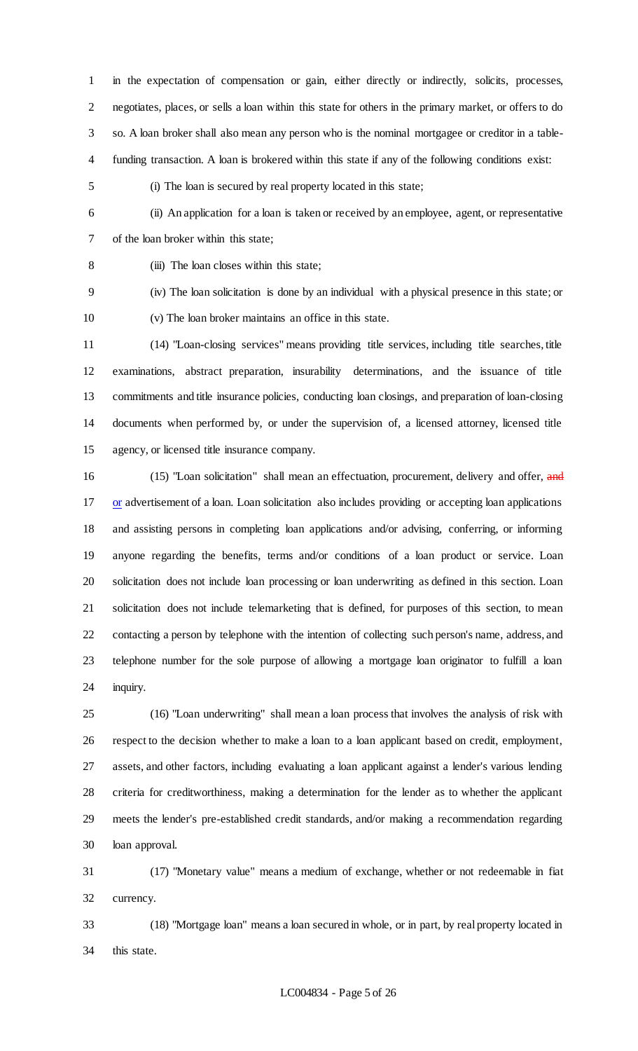in the expectation of compensation or gain, either directly or indirectly, solicits, processes, negotiates, places, or sells a loan within this state for others in the primary market, or offers to do so. A loan broker shall also mean any person who is the nominal mortgagee or creditor in a table-funding transaction. A loan is brokered within this state if any of the following conditions exist:

(i) The loan is secured by real property located in this state;

(ii) An application for a loan is taken or received by an employee, agent, or representative of the loan broker within this state;

(iii) The loan closes within this state;

(iv) The loan solicitation is done by an individual with a physical presence in this state; or

(v) The loan broker maintains an office in this state.

(14) "Loan-closing services" means providing title services, including title searches, title examinations, abstract preparation, insurability determinations, and the issuance of title commitments and title insurance policies, conducting loan closings, and preparation of loan-closing documents when performed by, or under the supervision of, a licensed attorney, licensed title agency, or licensed title insurance company.

(15) "Loan solicitation" shall mean an effectuation, procurement, delivery and offer, ~~and~~ or advertisement of a loan. Loan solicitation also includes providing or accepting loan applications and assisting persons in completing loan applications and/or advising, conferring, or informing anyone regarding the benefits, terms and/or conditions of a loan product or service. Loan solicitation does not include loan processing or loan underwriting as defined in this section. Loan solicitation does not include telemarketing that is defined, for purposes of this section, to mean contacting a person by telephone with the intention of collecting such person's name, address, and telephone number for the sole purpose of allowing a mortgage loan originator to fulfill a loan inquiry.

(16) "Loan underwriting" shall mean a loan process that involves the analysis of risk with respect to the decision whether to make a loan to a loan applicant based on credit, employment, assets, and other factors, including evaluating a loan applicant against a lender's various lending criteria for creditworthiness, making a determination for the lender as to whether the applicant meets the lender's pre-established credit standards, and/or making a recommendation regarding loan approval.

(17) "Monetary value" means a medium of exchange, whether or not redeemable in fiat currency.

(18) "Mortgage loan" means a loan secured in whole, or in part, by real property located in this state.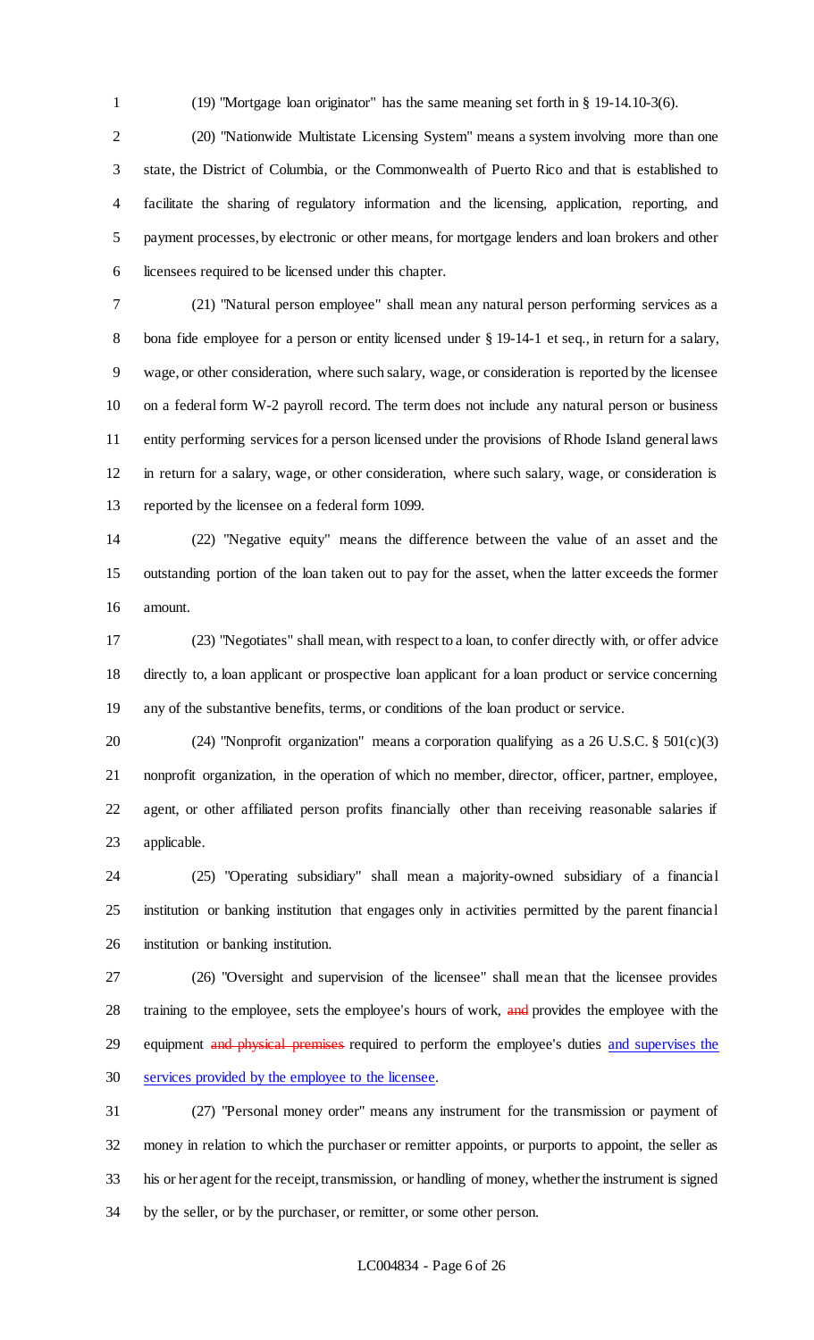(19) "Mortgage loan originator" has the same meaning set forth in § 19-14.10-3(6).

(20) "Nationwide Multistate Licensing System" means a system involving more than one state, the District of Columbia, or the Commonwealth of Puerto Rico and that is established to facilitate the sharing of regulatory information and the licensing, application, reporting, and payment processes, by electronic or other means, for mortgage lenders and loan brokers and other licensees required to be licensed under this chapter.

(21) "Natural person employee" shall mean any natural person performing services as a bona fide employee for a person or entity licensed under § 19-14-1 et seq., in return for a salary, wage, or other consideration, where such salary, wage, or consideration is reported by the licensee on a federal form W-2 payroll record. The term does not include any natural person or business entity performing services for a person licensed under the provisions of Rhode Island general laws in return for a salary, wage, or other consideration, where such salary, wage, or consideration is reported by the licensee on a federal form 1099.

(22) "Negative equity" means the difference between the value of an asset and the outstanding portion of the loan taken out to pay for the asset, when the latter exceeds the former amount.

(23) "Negotiates" shall mean, with respect to a loan, to confer directly with, or offer advice directly to, a loan applicant or prospective loan applicant for a loan product or service concerning any of the substantive benefits, terms, or conditions of the loan product or service.

(24) "Nonprofit organization" means a corporation qualifying as a 26 U.S.C. § 501(c)(3) nonprofit organization, in the operation of which no member, director, officer, partner, employee, agent, or other affiliated person profits financially other than receiving reasonable salaries if applicable.

(25) "Operating subsidiary" shall mean a majority-owned subsidiary of a financial institution or banking institution that engages only in activities permitted by the parent financial institution or banking institution.

(26) "Oversight and supervision of the licensee" shall mean that the licensee provides training to the employee, sets the employee's hours of work, ~~and~~ provides the employee with the equipment ~~and physical premises~~ required to perform the employee's duties <u>and supervises the services provided by the employee to the licensee</u>.

(27) "Personal money order" means any instrument for the transmission or payment of money in relation to which the purchaser or remitter appoints, or purports to appoint, the seller as his or her agent for the receipt, transmission, or handling of money, whether the instrument is signed by the seller, or by the purchaser, or remitter, or some other person.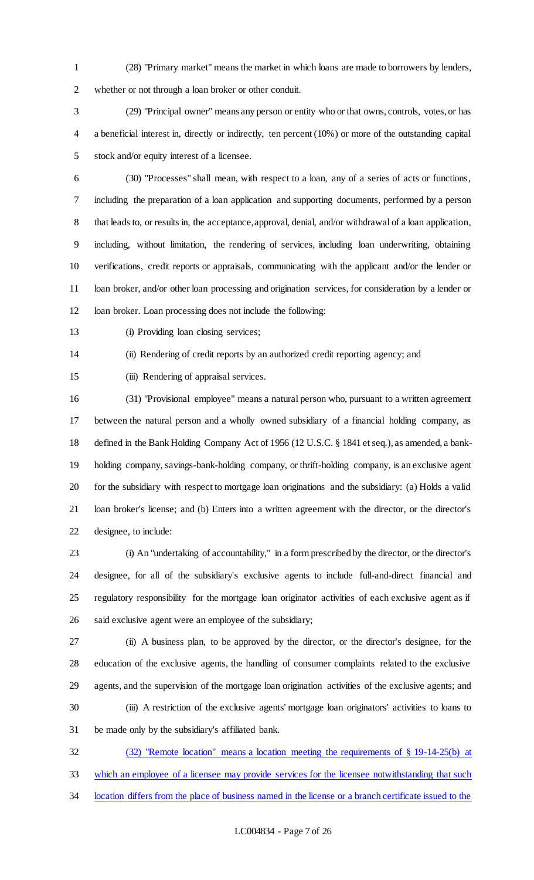(28) "Primary market" means the market in which loans are made to borrowers by lenders, whether or not through a loan broker or other conduit.

(29) "Principal owner" means any person or entity who or that owns, controls, votes, or has a beneficial interest in, directly or indirectly, ten percent (10%) or more of the outstanding capital stock and/or equity interest of a licensee.

(30) "Processes" shall mean, with respect to a loan, any of a series of acts or functions, including the preparation of a loan application and supporting documents, performed by a person that leads to, or results in, the acceptance, approval, denial, and/or withdrawal of a loan application, including, without limitation, the rendering of services, including loan underwriting, obtaining verifications, credit reports or appraisals, communicating with the applicant and/or the lender or loan broker, and/or other loan processing and origination services, for consideration by a lender or loan broker. Loan processing does not include the following:

(i) Providing loan closing services;

(ii) Rendering of credit reports by an authorized credit reporting agency; and

(iii) Rendering of appraisal services.

(31) "Provisional employee" means a natural person who, pursuant to a written agreement between the natural person and a wholly owned subsidiary of a financial holding company, as defined in the Bank Holding Company Act of 1956 (12 U.S.C. § 1841 et seq.), as amended, a bank-holding company, savings-bank-holding company, or thrift-holding company, is an exclusive agent for the subsidiary with respect to mortgage loan originations and the subsidiary: (a) Holds a valid loan broker's license; and (b) Enters into a written agreement with the director, or the director's designee, to include:

(i) An "undertaking of accountability," in a form prescribed by the director, or the director's designee, for all of the subsidiary's exclusive agents to include full-and-direct financial and regulatory responsibility for the mortgage loan originator activities of each exclusive agent as if said exclusive agent were an employee of the subsidiary;

(ii) A business plan, to be approved by the director, or the director's designee, for the education of the exclusive agents, the handling of consumer complaints related to the exclusive agents, and the supervision of the mortgage loan origination activities of the exclusive agents; and

(iii) A restriction of the exclusive agents' mortgage loan originators' activities to loans to be made only by the subsidiary's affiliated bank.

(32) "Remote location" means a location meeting the requirements of § 19-14-25(b) at which an employee of a licensee may provide services for the licensee notwithstanding that such location differs from the place of business named in the license or a branch certificate issued to the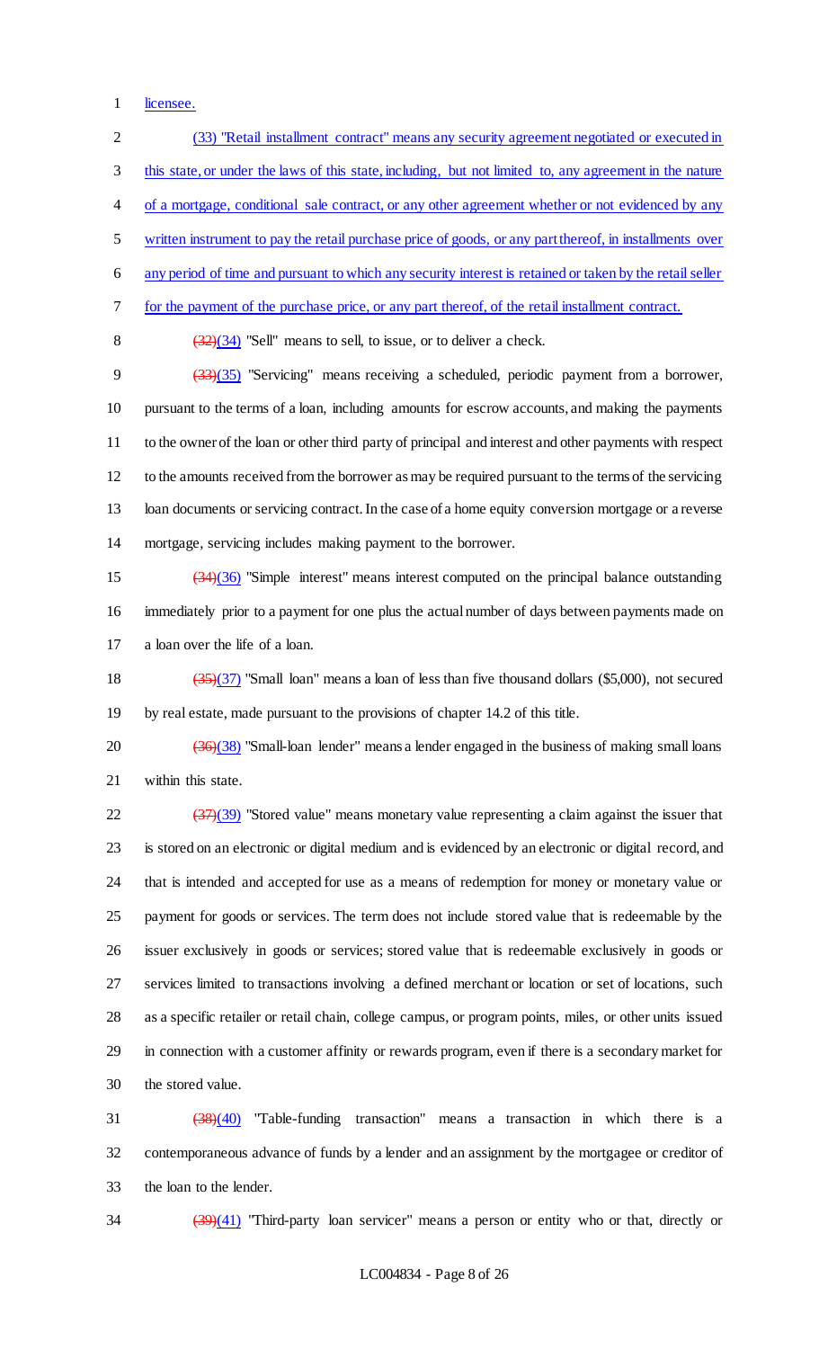licensee.

(33) "Retail installment contract" means any security agreement negotiated or executed in this state, or under the laws of this state, including, but not limited to, any agreement in the nature of a mortgage, conditional sale contract, or any other agreement whether or not evidenced by any written instrument to pay the retail purchase price of goods, or any part thereof, in installments over any period of time and pursuant to which any security interest is retained or taken by the retail seller for the payment of the purchase price, or any part thereof, of the retail installment contract.

~~(32)~~(34) "Sell" means to sell, to issue, or to deliver a check.

~~(33)~~(35) "Servicing" means receiving a scheduled, periodic payment from a borrower, pursuant to the terms of a loan, including amounts for escrow accounts, and making the payments to the owner of the loan or other third party of principal and interest and other payments with respect to the amounts received from the borrower as may be required pursuant to the terms of the servicing loan documents or servicing contract. In the case of a home equity conversion mortgage or a reverse mortgage, servicing includes making payment to the borrower.

~~(34)~~(36) "Simple interest" means interest computed on the principal balance outstanding immediately prior to a payment for one plus the actual number of days between payments made on a loan over the life of a loan.

~~(35)~~(37) "Small loan" means a loan of less than five thousand dollars ($5,000), not secured by real estate, made pursuant to the provisions of chapter 14.2 of this title.

~~(36)~~(38) "Small-loan lender" means a lender engaged in the business of making small loans within this state.

~~(37)~~(39) "Stored value" means monetary value representing a claim against the issuer that is stored on an electronic or digital medium and is evidenced by an electronic or digital record, and that is intended and accepted for use as a means of redemption for money or monetary value or payment for goods or services. The term does not include stored value that is redeemable by the issuer exclusively in goods or services; stored value that is redeemable exclusively in goods or services limited to transactions involving a defined merchant or location or set of locations, such as a specific retailer or retail chain, college campus, or program points, miles, or other units issued in connection with a customer affinity or rewards program, even if there is a secondary market for the stored value.

~~(38)~~(40) "Table-funding transaction" means a transaction in which there is a contemporaneous advance of funds by a lender and an assignment by the mortgagee or creditor of the loan to the lender.

~~(39)~~(41) "Third-party loan servicer" means a person or entity who or that, directly or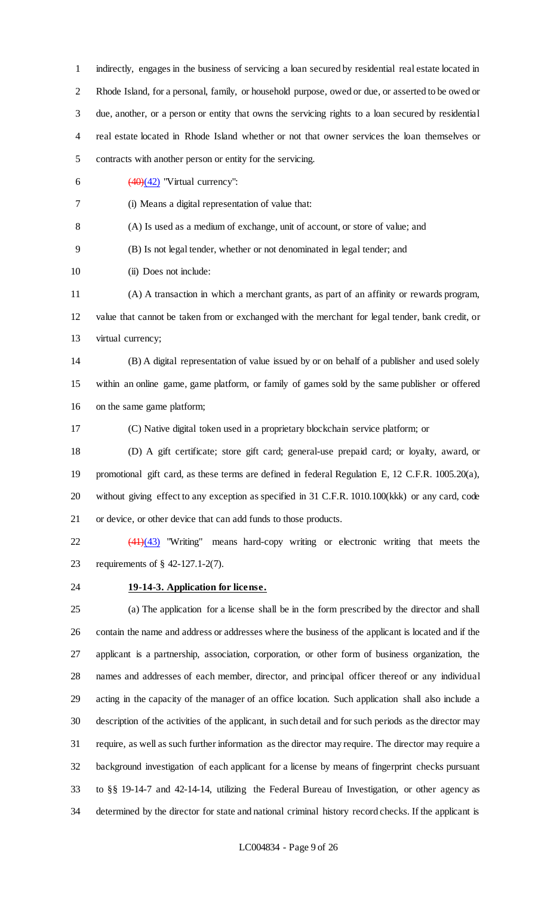indirectly, engages in the business of servicing a loan secured by residential real estate located in Rhode Island, for a personal, family, or household purpose, owed or due, or asserted to be owed or due, another, or a person or entity that owns the servicing rights to a loan secured by residential real estate located in Rhode Island whether or not that owner services the loan themselves or contracts with another person or entity for the servicing.

~~(40)~~(42) "Virtual currency":

(i) Means a digital representation of value that:

(A) Is used as a medium of exchange, unit of account, or store of value; and

(B) Is not legal tender, whether or not denominated in legal tender; and

(ii) Does not include:

(A) A transaction in which a merchant grants, as part of an affinity or rewards program, value that cannot be taken from or exchanged with the merchant for legal tender, bank credit, or virtual currency;

(B) A digital representation of value issued by or on behalf of a publisher and used solely within an online game, game platform, or family of games sold by the same publisher or offered on the same game platform;

(C) Native digital token used in a proprietary blockchain service platform; or

(D) A gift certificate; store gift card; general-use prepaid card; or loyalty, award, or promotional gift card, as these terms are defined in federal Regulation E, 12 C.F.R. 1005.20(a), without giving effect to any exception as specified in 31 C.F.R. 1010.100(kkk) or any card, code or device, or other device that can add funds to those products.

~~(41)~~(43) "Writing" means hard-copy writing or electronic writing that meets the requirements of § 42-127.1-2(7).

**19-14-3. Application for license.**

(a) The application for a license shall be in the form prescribed by the director and shall contain the name and address or addresses where the business of the applicant is located and if the applicant is a partnership, association, corporation, or other form of business organization, the names and addresses of each member, director, and principal officer thereof or any individual acting in the capacity of the manager of an office location. Such application shall also include a description of the activities of the applicant, in such detail and for such periods as the director may require, as well as such further information as the director may require. The director may require a background investigation of each applicant for a license by means of fingerprint checks pursuant to §§ 19-14-7 and 42-14-14, utilizing the Federal Bureau of Investigation, or other agency as determined by the director for state and national criminal history record checks. If the applicant is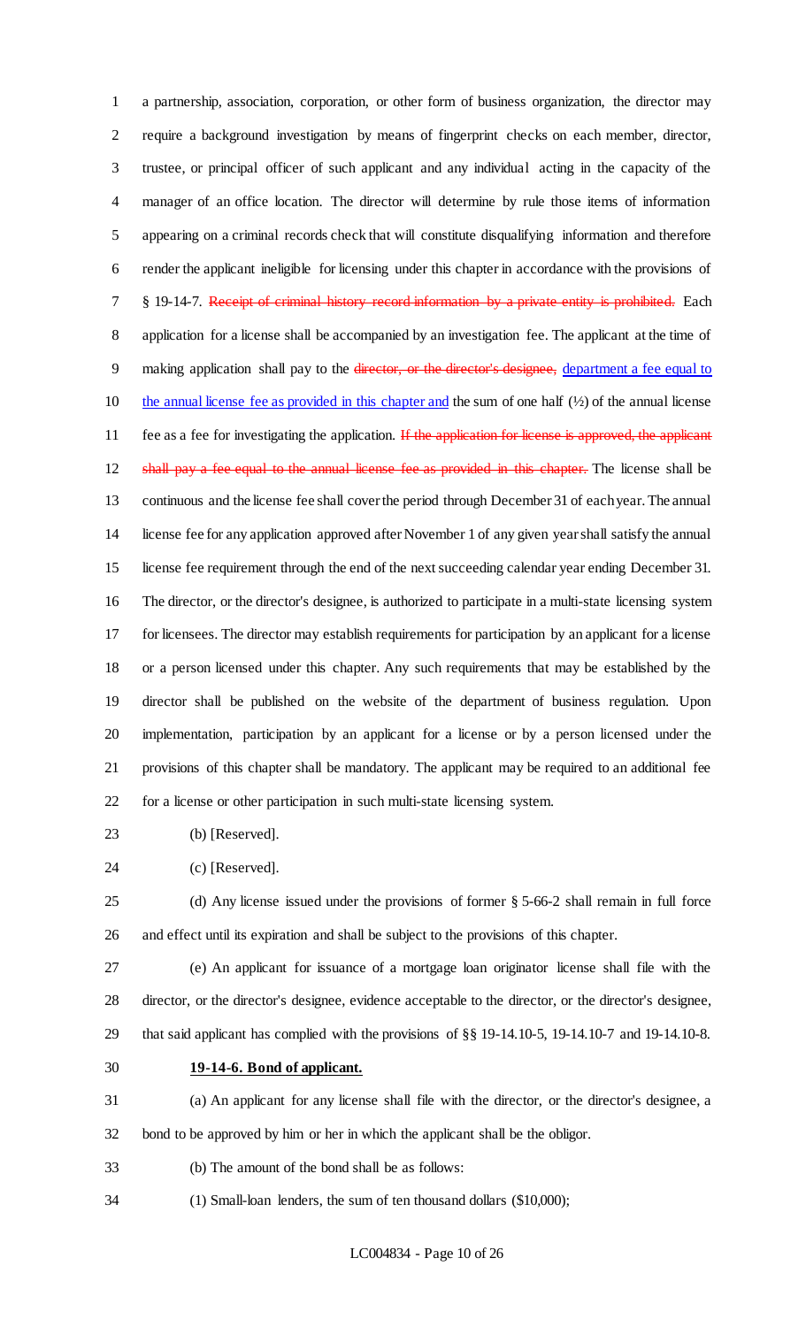a partnership, association, corporation, or other form of business organization, the director may require a background investigation by means of fingerprint checks on each member, director, trustee, or principal officer of such applicant and any individual acting in the capacity of the manager of an office location. The director will determine by rule those items of information appearing on a criminal records check that will constitute disqualifying information and therefore render the applicant ineligible for licensing under this chapter in accordance with the provisions of § 19-14-7. ~~Receipt of criminal history record information by a private entity is prohibited.~~ Each application for a license shall be accompanied by an investigation fee. The applicant at the time of making application shall pay to the ~~director, or the director's designee,~~ <u>department a fee equal to the annual license fee as provided in this chapter and</u> the sum of one half (½) of the annual license fee as a fee for investigating the application. ~~If the application for license is approved, the applicant shall pay a fee equal to the annual license fee as provided in this chapter.~~ The license shall be continuous and the license fee shall cover the period through December 31 of each year. The annual license fee for any application approved after November 1 of any given year shall satisfy the annual license fee requirement through the end of the next succeeding calendar year ending December 31. The director, or the director's designee, is authorized to participate in a multi-state licensing system for licensees. The director may establish requirements for participation by an applicant for a license or a person licensed under this chapter. Any such requirements that may be established by the director shall be published on the website of the department of business regulation. Upon implementation, participation by an applicant for a license or by a person licensed under the provisions of this chapter shall be mandatory. The applicant may be required to an additional fee for a license or other participation in such multi-state licensing system.

(b) [Reserved].

(c) [Reserved].

(d) Any license issued under the provisions of former § 5-66-2 shall remain in full force and effect until its expiration and shall be subject to the provisions of this chapter.

(e) An applicant for issuance of a mortgage loan originator license shall file with the director, or the director's designee, evidence acceptable to the director, or the director's designee, that said applicant has complied with the provisions of §§ 19-14.10-5, 19-14.10-7 and 19-14.10-8.

**<u>19-14-6. Bond of applicant.</u>**

(a) An applicant for any license shall file with the director, or the director's designee, a bond to be approved by him or her in which the applicant shall be the obligor.

(b) The amount of the bond shall be as follows:

(1) Small-loan lenders, the sum of ten thousand dollars ($10,000);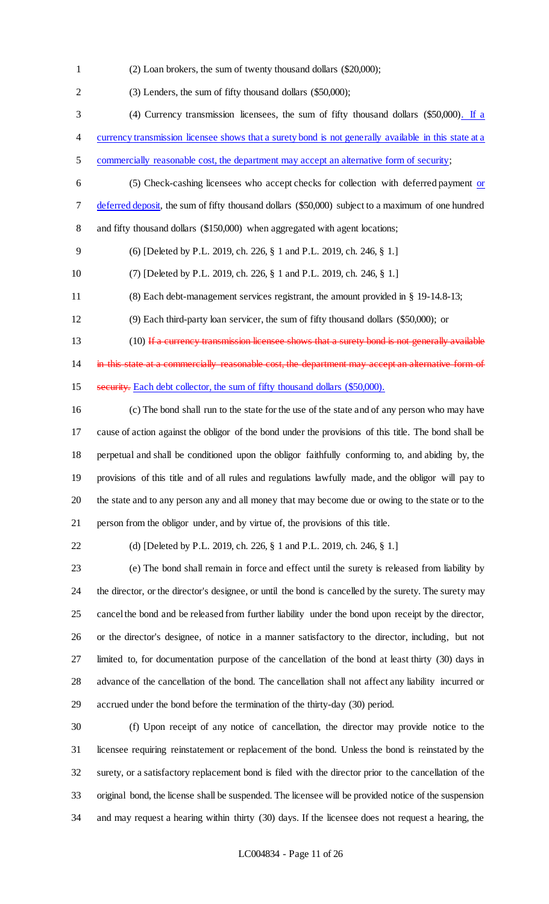(2) Loan brokers, the sum of twenty thousand dollars ($20,000);

(3) Lenders, the sum of fifty thousand dollars ($50,000);

(4) Currency transmission licensees, the sum of fifty thousand dollars ($50,000). If a currency transmission licensee shows that a surety bond is not generally available in this state at a commercially reasonable cost, the department may accept an alternative form of security;

(5) Check-cashing licensees who accept checks for collection with deferred payment or deferred deposit, the sum of fifty thousand dollars ($50,000) subject to a maximum of one hundred and fifty thousand dollars ($150,000) when aggregated with agent locations;

(6) [Deleted by P.L. 2019, ch. 226, § 1 and P.L. 2019, ch. 246, § 1.]

(7) [Deleted by P.L. 2019, ch. 226, § 1 and P.L. 2019, ch. 246, § 1.]

(8) Each debt-management services registrant, the amount provided in § 19-14.8-13;

(9) Each third-party loan servicer, the sum of fifty thousand dollars ($50,000); or

(10) ~~If a currency transmission licensee shows that a surety bond is not generally available in this state at a commercially reasonable cost, the department may accept an alternative form of security.~~ Each debt collector, the sum of fifty thousand dollars ($50,000).

(c) The bond shall run to the state for the use of the state and of any person who may have cause of action against the obligor of the bond under the provisions of this title. The bond shall be perpetual and shall be conditioned upon the obligor faithfully conforming to, and abiding by, the provisions of this title and of all rules and regulations lawfully made, and the obligor will pay to the state and to any person any and all money that may become due or owing to the state or to the person from the obligor under, and by virtue of, the provisions of this title.

(d) [Deleted by P.L. 2019, ch. 226, § 1 and P.L. 2019, ch. 246, § 1.]

(e) The bond shall remain in force and effect until the surety is released from liability by the director, or the director's designee, or until the bond is cancelled by the surety. The surety may cancel the bond and be released from further liability under the bond upon receipt by the director, or the director's designee, of notice in a manner satisfactory to the director, including, but not limited to, for documentation purpose of the cancellation of the bond at least thirty (30) days in advance of the cancellation of the bond. The cancellation shall not affect any liability incurred or accrued under the bond before the termination of the thirty-day (30) period.

(f) Upon receipt of any notice of cancellation, the director may provide notice to the licensee requiring reinstatement or replacement of the bond. Unless the bond is reinstated by the surety, or a satisfactory replacement bond is filed with the director prior to the cancellation of the original bond, the license shall be suspended. The licensee will be provided notice of the suspension and may request a hearing within thirty (30) days. If the licensee does not request a hearing, the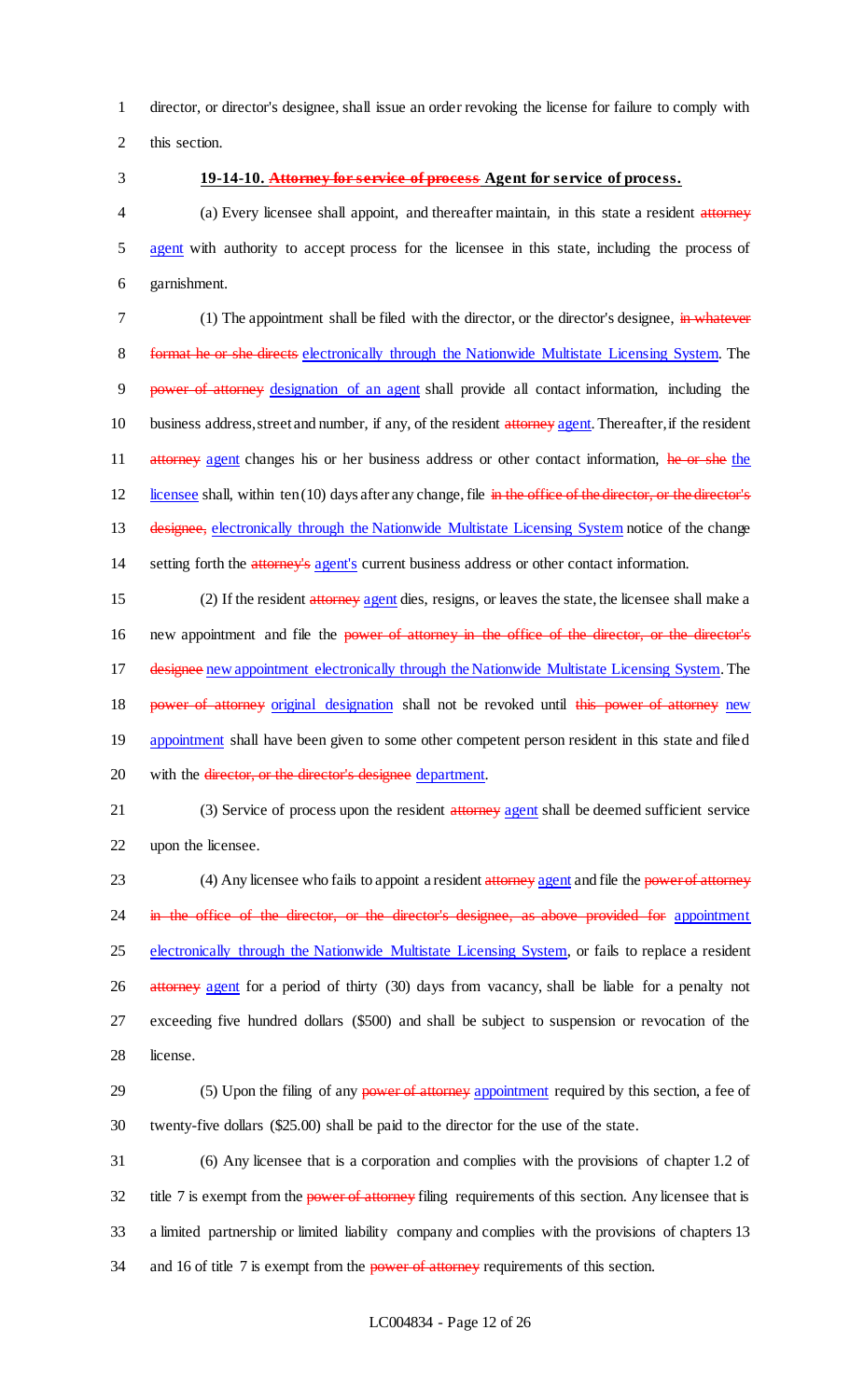director, or director's designee, shall issue an order revoking the license for failure to comply with this section.

**19-14-10. ~~Attorney for service of process~~ Agent for service of process.**

(a) Every licensee shall appoint, and thereafter maintain, in this state a resident ~~attorney~~ agent with authority to accept process for the licensee in this state, including the process of garnishment.

(1) The appointment shall be filed with the director, or the director's designee, ~~in whatever format he or she directs~~ electronically through the Nationwide Multistate Licensing System. The ~~power of attorney~~ designation of an agent shall provide all contact information, including the business address, street and number, if any, of the resident ~~attorney~~ agent. Thereafter, if the resident ~~attorney~~ agent changes his or her business address or other contact information, ~~he or she~~ the licensee shall, within ten (10) days after any change, file ~~in the office of the director, or the director's designee,~~ electronically through the Nationwide Multistate Licensing System notice of the change setting forth the ~~attorney's~~ agent's current business address or other contact information.

(2) If the resident ~~attorney~~ agent dies, resigns, or leaves the state, the licensee shall make a new appointment and file the ~~power of attorney in the office of the director, or the director's designee~~ new appointment electronically through the Nationwide Multistate Licensing System. The ~~power of attorney~~ original designation shall not be revoked until ~~this power of attorney~~ new appointment shall have been given to some other competent person resident in this state and filed with the ~~director, or the director's designee~~ department.

(3) Service of process upon the resident ~~attorney~~ agent shall be deemed sufficient service upon the licensee.

(4) Any licensee who fails to appoint a resident ~~attorney~~ agent and file the ~~power of attorney in the office of the director, or the director's designee, as above provided for~~ appointment electronically through the Nationwide Multistate Licensing System, or fails to replace a resident ~~attorney~~ agent for a period of thirty (30) days from vacancy, shall be liable for a penalty not exceeding five hundred dollars ($500) and shall be subject to suspension or revocation of the license.

(5) Upon the filing of any ~~power of attorney~~ appointment required by this section, a fee of twenty-five dollars ($25.00) shall be paid to the director for the use of the state.

(6) Any licensee that is a corporation and complies with the provisions of chapter 1.2 of title 7 is exempt from the ~~power of attorney~~ filing requirements of this section. Any licensee that is a limited partnership or limited liability company and complies with the provisions of chapters 13 and 16 of title 7 is exempt from the ~~power of attorney~~ requirements of this section.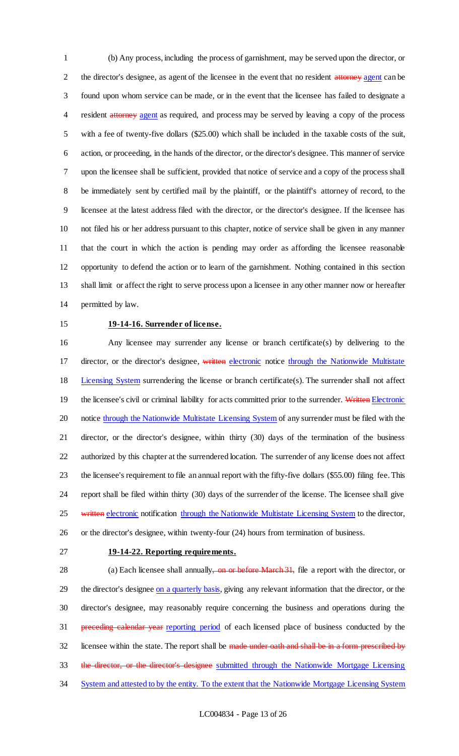(b) Any process, including the process of garnishment, may be served upon the director, or the director's designee, as agent of the licensee in the event that no resident ~~attorney~~ agent can be found upon whom service can be made, or in the event that the licensee has failed to designate a resident ~~attorney~~ agent as required, and process may be served by leaving a copy of the process with a fee of twenty-five dollars ($25.00) which shall be included in the taxable costs of the suit, action, or proceeding, in the hands of the director, or the director's designee. This manner of service upon the licensee shall be sufficient, provided that notice of service and a copy of the process shall be immediately sent by certified mail by the plaintiff, or the plaintiff's attorney of record, to the licensee at the latest address filed with the director, or the director's designee. If the licensee has not filed his or her address pursuant to this chapter, notice of service shall be given in any manner that the court in which the action is pending may order as affording the licensee reasonable opportunity to defend the action or to learn of the garnishment. Nothing contained in this section shall limit or affect the right to serve process upon a licensee in any other manner now or hereafter permitted by law.

**19-14-16. Surrender of license.**

Any licensee may surrender any license or branch certificate(s) by delivering to the director, or the director's designee, ~~written~~ electronic notice through the Nationwide Multistate Licensing System surrendering the license or branch certificate(s). The surrender shall not affect the licensee's civil or criminal liability for acts committed prior to the surrender. ~~Written~~ Electronic notice through the Nationwide Multistate Licensing System of any surrender must be filed with the director, or the director's designee, within thirty (30) days of the termination of the business authorized by this chapter at the surrendered location. The surrender of any license does not affect the licensee's requirement to file an annual report with the fifty-five dollars ($55.00) filing fee. This report shall be filed within thirty (30) days of the surrender of the license. The licensee shall give ~~written~~ electronic notification through the Nationwide Multistate Licensing System to the director, or the director's designee, within twenty-four (24) hours from termination of business.

**19-14-22. Reporting requirements.**

(a) Each licensee shall annually~~, on or before March 31,~~ file a report with the director, or the director's designee on a quarterly basis, giving any relevant information that the director, or the director's designee, may reasonably require concerning the business and operations during the ~~preceding calendar year~~ reporting period of each licensed place of business conducted by the licensee within the state. The report shall be ~~made under oath and shall be in a form prescribed by the director, or the director's designee~~ submitted through the Nationwide Mortgage Licensing System and attested to by the entity. To the extent that the Nationwide Mortgage Licensing System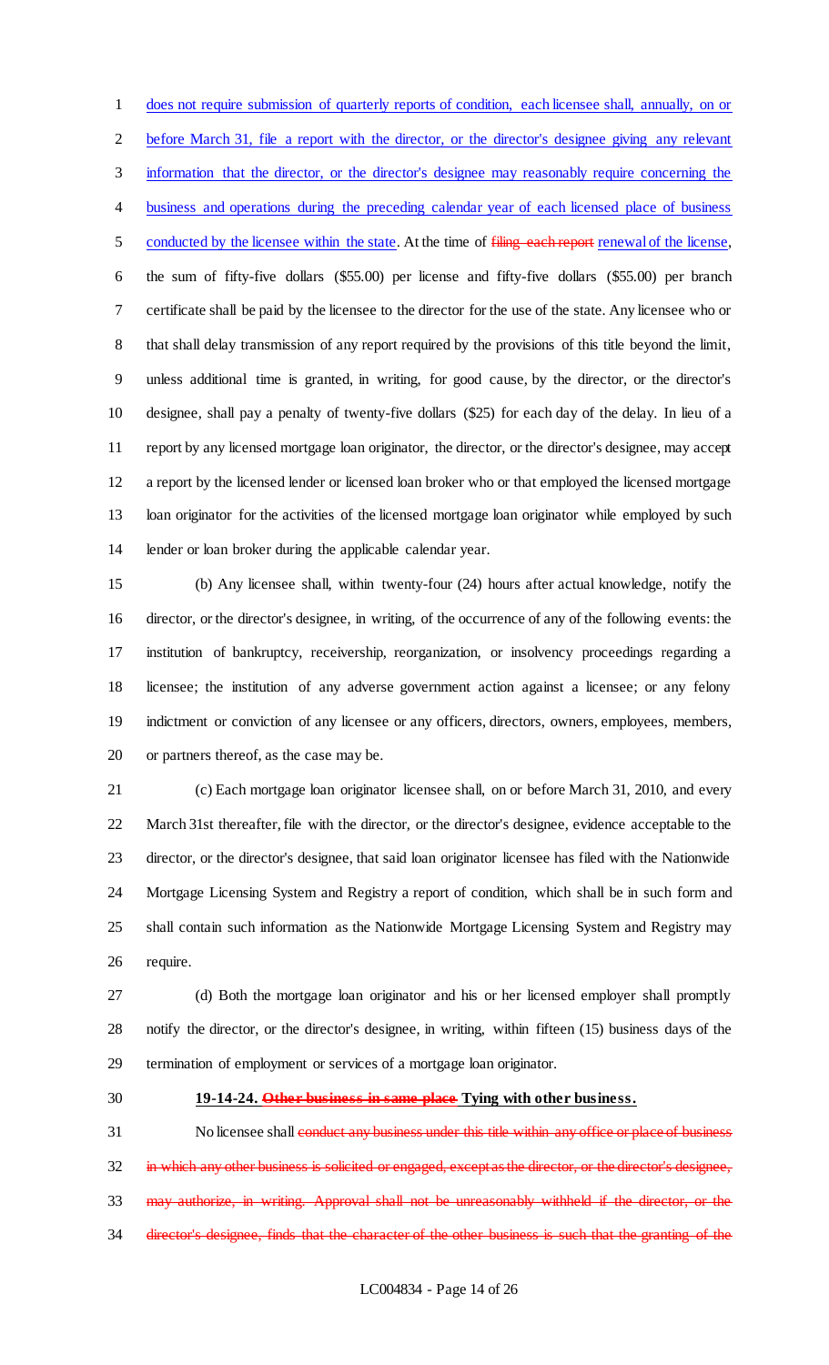does not require submission of quarterly reports of condition, each licensee shall, annually, on or before March 31, file a report with the director, or the director's designee giving any relevant information that the director, or the director's designee may reasonably require concerning the business and operations during the preceding calendar year of each licensed place of business conducted by the licensee within the state. At the time of ~~filing each report~~ renewal of the license, the sum of fifty-five dollars ($55.00) per license and fifty-five dollars ($55.00) per branch certificate shall be paid by the licensee to the director for the use of the state. Any licensee who or that shall delay transmission of any report required by the provisions of this title beyond the limit, unless additional time is granted, in writing, for good cause, by the director, or the director's designee, shall pay a penalty of twenty-five dollars ($25) for each day of the delay. In lieu of a report by any licensed mortgage loan originator, the director, or the director's designee, may accept a report by the licensed lender or licensed loan broker who or that employed the licensed mortgage loan originator for the activities of the licensed mortgage loan originator while employed by such lender or loan broker during the applicable calendar year.

(b) Any licensee shall, within twenty-four (24) hours after actual knowledge, notify the director, or the director's designee, in writing, of the occurrence of any of the following events: the institution of bankruptcy, receivership, reorganization, or insolvency proceedings regarding a licensee; the institution of any adverse government action against a licensee; or any felony indictment or conviction of any licensee or any officers, directors, owners, employees, members, or partners thereof, as the case may be.

(c) Each mortgage loan originator licensee shall, on or before March 31, 2010, and every March 31st thereafter, file with the director, or the director's designee, evidence acceptable to the director, or the director's designee, that said loan originator licensee has filed with the Nationwide Mortgage Licensing System and Registry a report of condition, which shall be in such form and shall contain such information as the Nationwide Mortgage Licensing System and Registry may require.

(d) Both the mortgage loan originator and his or her licensed employer shall promptly notify the director, or the director's designee, in writing, within fifteen (15) business days of the termination of employment or services of a mortgage loan originator.

**19-14-24. ~~Other business in same place~~ Tying with other business.**

No licensee shall ~~conduct any business under this title within any office or place of business in which any other business is solicited or engaged, except as the director, or the director's designee, may authorize, in writing. Approval shall not be unreasonably withheld if the director, or the director's designee, finds that the character of the other business is such that the granting of the~~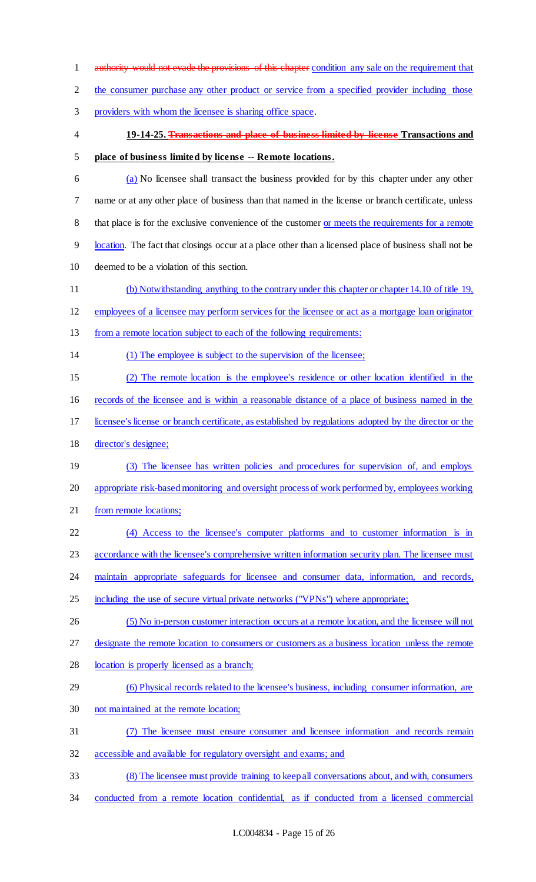~~authority would not evade the provisions of this chapter~~ condition any sale on the requirement that the consumer purchase any other product or service from a specified provider including those providers with whom the licensee is sharing office space.

**19-14-25. ~~Transactions and place of business limited by license~~ Transactions and place of business limited by license -- Remote locations.**

(a) No licensee shall transact the business provided for by this chapter under any other name or at any other place of business than that named in the license or branch certificate, unless that place is for the exclusive convenience of the customer or meets the requirements for a remote location. The fact that closings occur at a place other than a licensed place of business shall not be deemed to be a violation of this section.

(b) Notwithstanding anything to the contrary under this chapter or chapter 14.10 of title 19, employees of a licensee may perform services for the licensee or act as a mortgage loan originator from a remote location subject to each of the following requirements:

(1) The employee is subject to the supervision of the licensee;

(2) The remote location is the employee's residence or other location identified in the records of the licensee and is within a reasonable distance of a place of business named in the licensee's license or branch certificate, as established by regulations adopted by the director or the director's designee;

(3) The licensee has written policies and procedures for supervision of, and employs appropriate risk-based monitoring and oversight process of work performed by, employees working from remote locations;

(4) Access to the licensee's computer platforms and to customer information is in accordance with the licensee's comprehensive written information security plan. The licensee must maintain appropriate safeguards for licensee and consumer data, information, and records, including the use of secure virtual private networks ("VPNs") where appropriate;

(5) No in-person customer interaction occurs at a remote location, and the licensee will not designate the remote location to consumers or customers as a business location unless the remote location is properly licensed as a branch;

(6) Physical records related to the licensee's business, including consumer information, are not maintained at the remote location;

(7) The licensee must ensure consumer and licensee information and records remain accessible and available for regulatory oversight and exams; and

(8) The licensee must provide training to keep all conversations about, and with, consumers conducted from a remote location confidential, as if conducted from a licensed commercial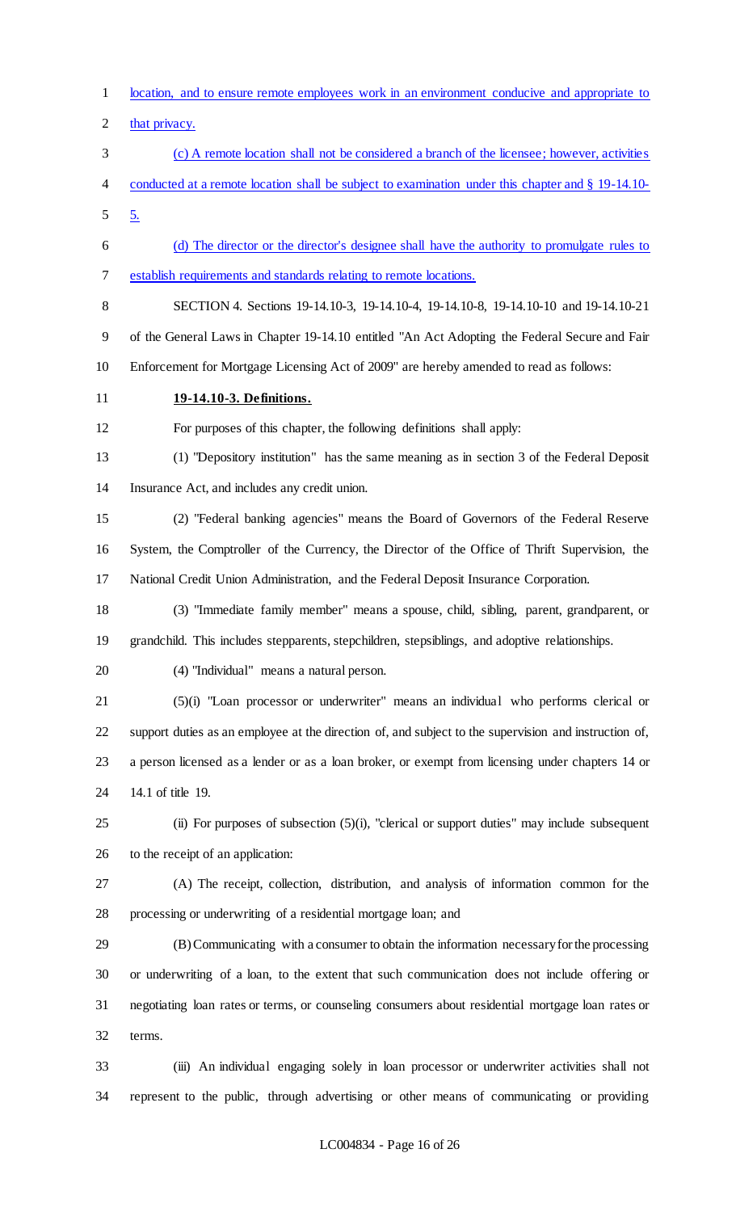location, and to ensure remote employees work in an environment conducive and appropriate to that privacy.

(c) A remote location shall not be considered a branch of the licensee; however, activities conducted at a remote location shall be subject to examination under this chapter and § 19-14.10-5.

(d) The director or the director's designee shall have the authority to promulgate rules to establish requirements and standards relating to remote locations.

SECTION 4. Sections 19-14.10-3, 19-14.10-4, 19-14.10-8, 19-14.10-10 and 19-14.10-21 of the General Laws in Chapter 19-14.10 entitled "An Act Adopting the Federal Secure and Fair Enforcement for Mortgage Licensing Act of 2009" are hereby amended to read as follows:

**19-14.10-3. Definitions.**

For purposes of this chapter, the following definitions shall apply:

(1) "Depository institution" has the same meaning as in section 3 of the Federal Deposit Insurance Act, and includes any credit union.

(2) "Federal banking agencies" means the Board of Governors of the Federal Reserve System, the Comptroller of the Currency, the Director of the Office of Thrift Supervision, the National Credit Union Administration, and the Federal Deposit Insurance Corporation.

(3) "Immediate family member" means a spouse, child, sibling, parent, grandparent, or grandchild. This includes stepparents, stepchildren, stepsiblings, and adoptive relationships.

(4) "Individual" means a natural person.

(5)(i) "Loan processor or underwriter" means an individual who performs clerical or support duties as an employee at the direction of, and subject to the supervision and instruction of, a person licensed as a lender or as a loan broker, or exempt from licensing under chapters 14 or 14.1 of title 19.

(ii) For purposes of subsection (5)(i), "clerical or support duties" may include subsequent to the receipt of an application:

(A) The receipt, collection, distribution, and analysis of information common for the processing or underwriting of a residential mortgage loan; and

(B) Communicating with a consumer to obtain the information necessary for the processing or underwriting of a loan, to the extent that such communication does not include offering or negotiating loan rates or terms, or counseling consumers about residential mortgage loan rates or terms.

(iii) An individual engaging solely in loan processor or underwriter activities shall not represent to the public, through advertising or other means of communicating or providing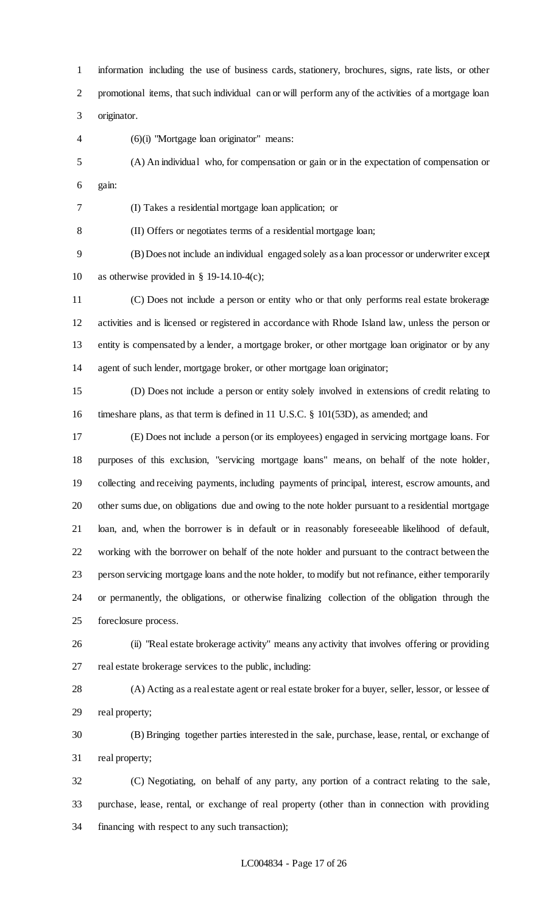information including the use of business cards, stationery, brochures, signs, rate lists, or other promotional items, that such individual can or will perform any of the activities of a mortgage loan originator.

(6)(i) "Mortgage loan originator" means:

(A) An individual who, for compensation or gain or in the expectation of compensation or gain:

(I) Takes a residential mortgage loan application; or

(II) Offers or negotiates terms of a residential mortgage loan;

(B) Does not include an individual engaged solely as a loan processor or underwriter except as otherwise provided in § 19-14.10-4(c);

(C) Does not include a person or entity who or that only performs real estate brokerage activities and is licensed or registered in accordance with Rhode Island law, unless the person or entity is compensated by a lender, a mortgage broker, or other mortgage loan originator or by any agent of such lender, mortgage broker, or other mortgage loan originator;

(D) Does not include a person or entity solely involved in extensions of credit relating to timeshare plans, as that term is defined in 11 U.S.C. § 101(53D), as amended; and

(E) Does not include a person (or its employees) engaged in servicing mortgage loans. For purposes of this exclusion, "servicing mortgage loans" means, on behalf of the note holder, collecting and receiving payments, including payments of principal, interest, escrow amounts, and other sums due, on obligations due and owing to the note holder pursuant to a residential mortgage loan, and, when the borrower is in default or in reasonably foreseeable likelihood of default, working with the borrower on behalf of the note holder and pursuant to the contract between the person servicing mortgage loans and the note holder, to modify but not refinance, either temporarily or permanently, the obligations, or otherwise finalizing collection of the obligation through the foreclosure process.

(ii) "Real estate brokerage activity" means any activity that involves offering or providing real estate brokerage services to the public, including:

(A) Acting as a real estate agent or real estate broker for a buyer, seller, lessor, or lessee of real property;

(B) Bringing together parties interested in the sale, purchase, lease, rental, or exchange of real property;

(C) Negotiating, on behalf of any party, any portion of a contract relating to the sale, purchase, lease, rental, or exchange of real property (other than in connection with providing financing with respect to any such transaction);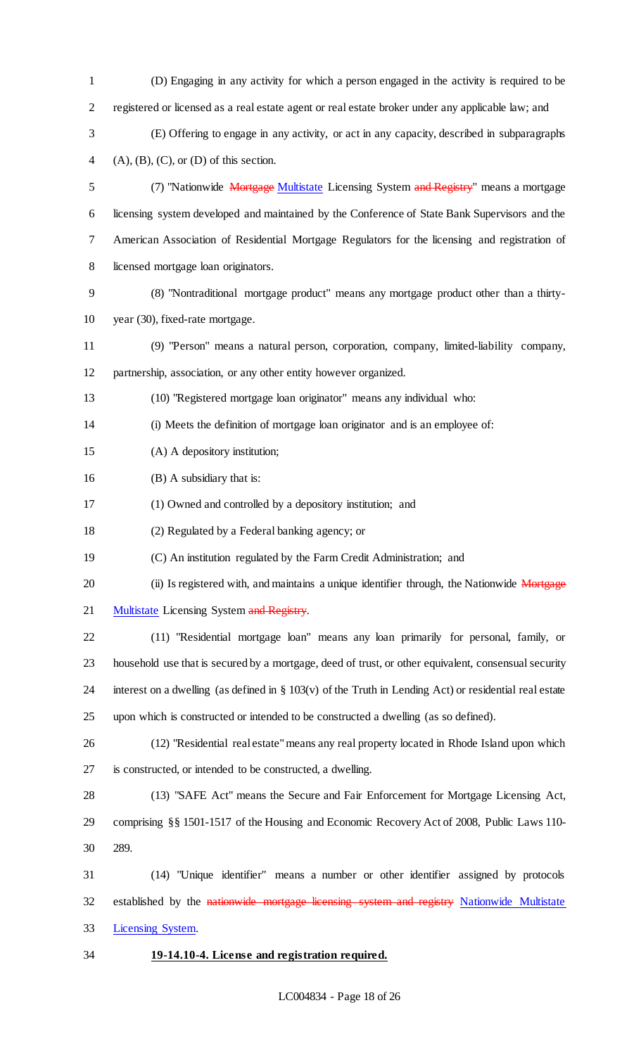(D) Engaging in any activity for which a person engaged in the activity is required to be registered or licensed as a real estate agent or real estate broker under any applicable law; and

(E) Offering to engage in any activity, or act in any capacity, described in subparagraphs (A), (B), (C), or (D) of this section.

(7) "Nationwide ~~Mortgage~~ Multistate Licensing System ~~and Registry~~" means a mortgage licensing system developed and maintained by the Conference of State Bank Supervisors and the American Association of Residential Mortgage Regulators for the licensing and registration of licensed mortgage loan originators.

(8) "Nontraditional mortgage product" means any mortgage product other than a thirty-year (30), fixed-rate mortgage.

(9) "Person" means a natural person, corporation, company, limited-liability company, partnership, association, or any other entity however organized.

(10) "Registered mortgage loan originator" means any individual who:

(i) Meets the definition of mortgage loan originator and is an employee of:

(A) A depository institution;

(B) A subsidiary that is:

(1) Owned and controlled by a depository institution; and

(2) Regulated by a Federal banking agency; or

(C) An institution regulated by the Farm Credit Administration; and

(ii) Is registered with, and maintains a unique identifier through, the Nationwide ~~Mortgage~~ Multistate Licensing System ~~and Registry~~.

(11) "Residential mortgage loan" means any loan primarily for personal, family, or household use that is secured by a mortgage, deed of trust, or other equivalent, consensual security interest on a dwelling (as defined in § 103(v) of the Truth in Lending Act) or residential real estate upon which is constructed or intended to be constructed a dwelling (as so defined).

(12) "Residential real estate" means any real property located in Rhode Island upon which is constructed, or intended to be constructed, a dwelling.

(13) "SAFE Act" means the Secure and Fair Enforcement for Mortgage Licensing Act, comprising §§ 1501-1517 of the Housing and Economic Recovery Act of 2008, Public Laws 110-289.

(14) "Unique identifier" means a number or other identifier assigned by protocols established by the ~~nationwide mortgage licensing system and registry~~ Nationwide Multistate Licensing System.

**19-14.10-4. License and registration required.**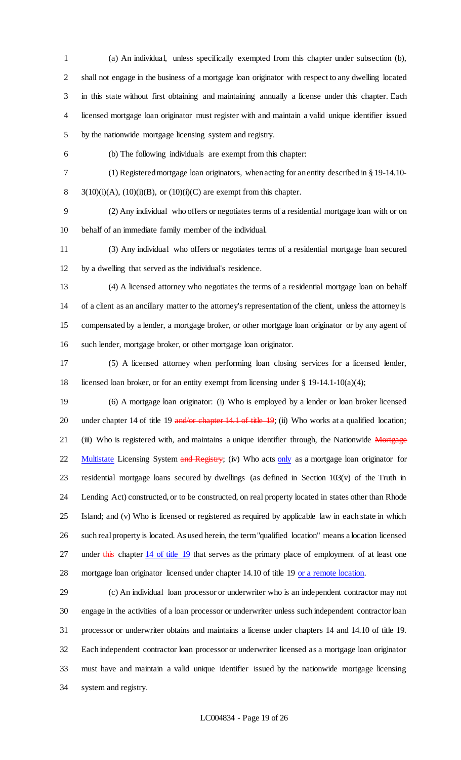(a) An individual, unless specifically exempted from this chapter under subsection (b), shall not engage in the business of a mortgage loan originator with respect to any dwelling located in this state without first obtaining and maintaining annually a license under this chapter. Each licensed mortgage loan originator must register with and maintain a valid unique identifier issued by the nationwide mortgage licensing system and registry.

(b) The following individuals are exempt from this chapter:

(1) Registered mortgage loan originators, when acting for an entity described in § 19-14.10-3(10)(i)(A), (10)(i)(B), or (10)(i)(C) are exempt from this chapter.

(2) Any individual who offers or negotiates terms of a residential mortgage loan with or on behalf of an immediate family member of the individual.

(3) Any individual who offers or negotiates terms of a residential mortgage loan secured by a dwelling that served as the individual's residence.

(4) A licensed attorney who negotiates the terms of a residential mortgage loan on behalf of a client as an ancillary matter to the attorney's representation of the client, unless the attorney is compensated by a lender, a mortgage broker, or other mortgage loan originator or by any agent of such lender, mortgage broker, or other mortgage loan originator.

(5) A licensed attorney when performing loan closing services for a licensed lender, licensed loan broker, or for an entity exempt from licensing under § 19-14.1-10(a)(4);

(6) A mortgage loan originator: (i) Who is employed by a lender or loan broker licensed under chapter 14 of title 19 ~~and/or chapter 14.1 of title 19~~; (ii) Who works at a qualified location; (iii) Who is registered with, and maintains a unique identifier through, the Nationwide ~~Mortgage~~ <u>Multistate</u> Licensing System ~~and Registry~~; (iv) Who acts <u>only</u> as a mortgage loan originator for residential mortgage loans secured by dwellings (as defined in Section 103(v) of the Truth in Lending Act) constructed, or to be constructed, on real property located in states other than Rhode Island; and (v) Who is licensed or registered as required by applicable law in each state in which such real property is located. As used herein, the term "qualified location" means a location licensed under ~~this~~ chapter <u>14 of title 19</u> that serves as the primary place of employment of at least one mortgage loan originator licensed under chapter 14.10 of title 19 <u>or a remote location</u>.

(c) An individual loan processor or underwriter who is an independent contractor may not engage in the activities of a loan processor or underwriter unless such independent contractor loan processor or underwriter obtains and maintains a license under chapters 14 and 14.10 of title 19. Each independent contractor loan processor or underwriter licensed as a mortgage loan originator must have and maintain a valid unique identifier issued by the nationwide mortgage licensing system and registry.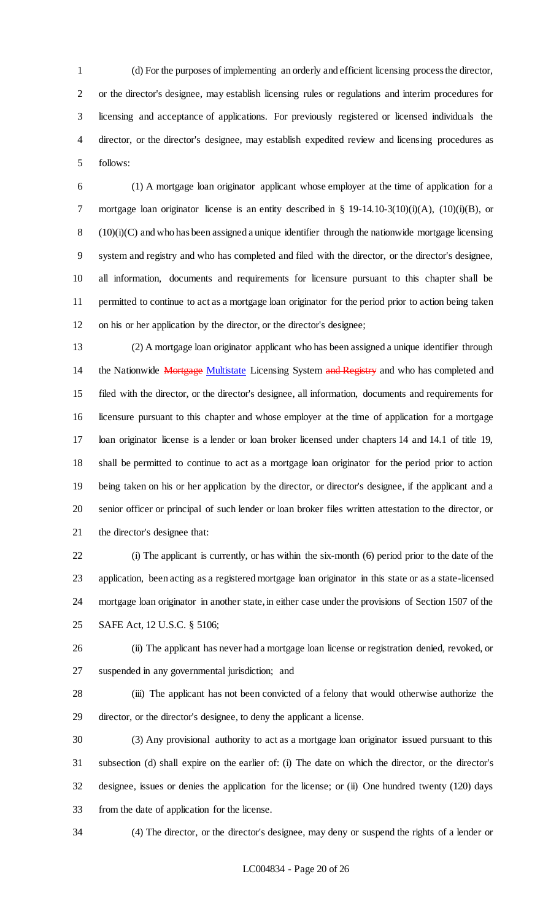(d) For the purposes of implementing an orderly and efficient licensing process the director, or the director's designee, may establish licensing rules or regulations and interim procedures for licensing and acceptance of applications. For previously registered or licensed individuals the director, or the director's designee, may establish expedited review and licensing procedures as follows:

(1) A mortgage loan originator applicant whose employer at the time of application for a mortgage loan originator license is an entity described in § 19-14.10-3(10)(i)(A), (10)(i)(B), or (10)(i)(C) and who has been assigned a unique identifier through the nationwide mortgage licensing system and registry and who has completed and filed with the director, or the director's designee, all information, documents and requirements for licensure pursuant to this chapter shall be permitted to continue to act as a mortgage loan originator for the period prior to action being taken on his or her application by the director, or the director's designee;

(2) A mortgage loan originator applicant who has been assigned a unique identifier through the Nationwide ~~Mortgage~~ <u>Multistate</u> Licensing System ~~and Registry~~ and who has completed and filed with the director, or the director's designee, all information, documents and requirements for licensure pursuant to this chapter and whose employer at the time of application for a mortgage loan originator license is a lender or loan broker licensed under chapters 14 and 14.1 of title 19, shall be permitted to continue to act as a mortgage loan originator for the period prior to action being taken on his or her application by the director, or director's designee, if the applicant and a senior officer or principal of such lender or loan broker files written attestation to the director, or the director's designee that:

(i) The applicant is currently, or has within the six-month (6) period prior to the date of the application, been acting as a registered mortgage loan originator in this state or as a state-licensed mortgage loan originator in another state, in either case under the provisions of Section 1507 of the SAFE Act, 12 U.S.C. § 5106;

(ii) The applicant has never had a mortgage loan license or registration denied, revoked, or suspended in any governmental jurisdiction; and

(iii) The applicant has not been convicted of a felony that would otherwise authorize the director, or the director's designee, to deny the applicant a license.

(3) Any provisional authority to act as a mortgage loan originator issued pursuant to this subsection (d) shall expire on the earlier of: (i) The date on which the director, or the director's designee, issues or denies the application for the license; or (ii) One hundred twenty (120) days from the date of application for the license.

(4) The director, or the director's designee, may deny or suspend the rights of a lender or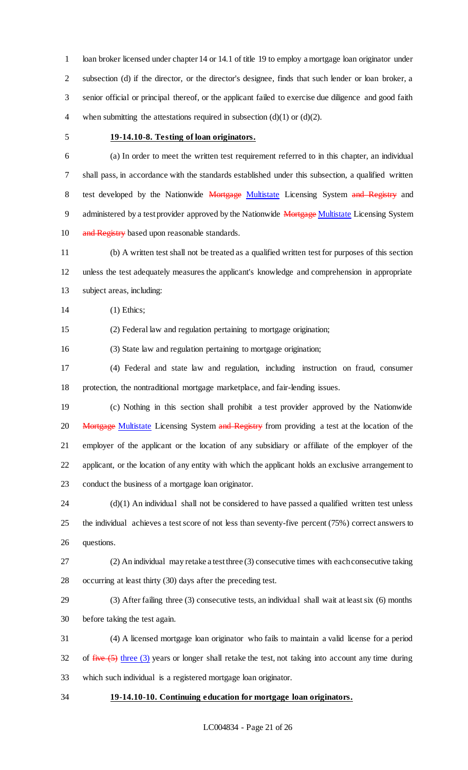loan broker licensed under chapter 14 or 14.1 of title 19 to employ a mortgage loan originator under subsection (d) if the director, or the director's designee, finds that such lender or loan broker, a senior official or principal thereof, or the applicant failed to exercise due diligence and good faith when submitting the attestations required in subsection (d)(1) or (d)(2).

**19-14.10-8. Testing of loan originators.**

(a) In order to meet the written test requirement referred to in this chapter, an individual shall pass, in accordance with the standards established under this subsection, a qualified written test developed by the Nationwide ~~Mortgage~~ Multistate Licensing System ~~and Registry~~ and administered by a test provider approved by the Nationwide ~~Mortgage~~ Multistate Licensing System ~~and Registry~~ based upon reasonable standards.

(b) A written test shall not be treated as a qualified written test for purposes of this section unless the test adequately measures the applicant's knowledge and comprehension in appropriate subject areas, including:

(1) Ethics;

(2) Federal law and regulation pertaining to mortgage origination;

(3) State law and regulation pertaining to mortgage origination;

(4) Federal and state law and regulation, including instruction on fraud, consumer protection, the nontraditional mortgage marketplace, and fair-lending issues.

(c) Nothing in this section shall prohibit a test provider approved by the Nationwide ~~Mortgage~~ Multistate Licensing System ~~and Registry~~ from providing a test at the location of the employer of the applicant or the location of any subsidiary or affiliate of the employer of the applicant, or the location of any entity with which the applicant holds an exclusive arrangement to conduct the business of a mortgage loan originator.

(d)(1) An individual shall not be considered to have passed a qualified written test unless the individual achieves a test score of not less than seventy-five percent (75%) correct answers to questions.

(2) An individual may retake a test three (3) consecutive times with each consecutive taking occurring at least thirty (30) days after the preceding test.

(3) After failing three (3) consecutive tests, an individual shall wait at least six (6) months before taking the test again.

(4) A licensed mortgage loan originator who fails to maintain a valid license for a period of ~~five (5)~~ three (3) years or longer shall retake the test, not taking into account any time during which such individual is a registered mortgage loan originator.

**19-14.10-10. Continuing education for mortgage loan originators.**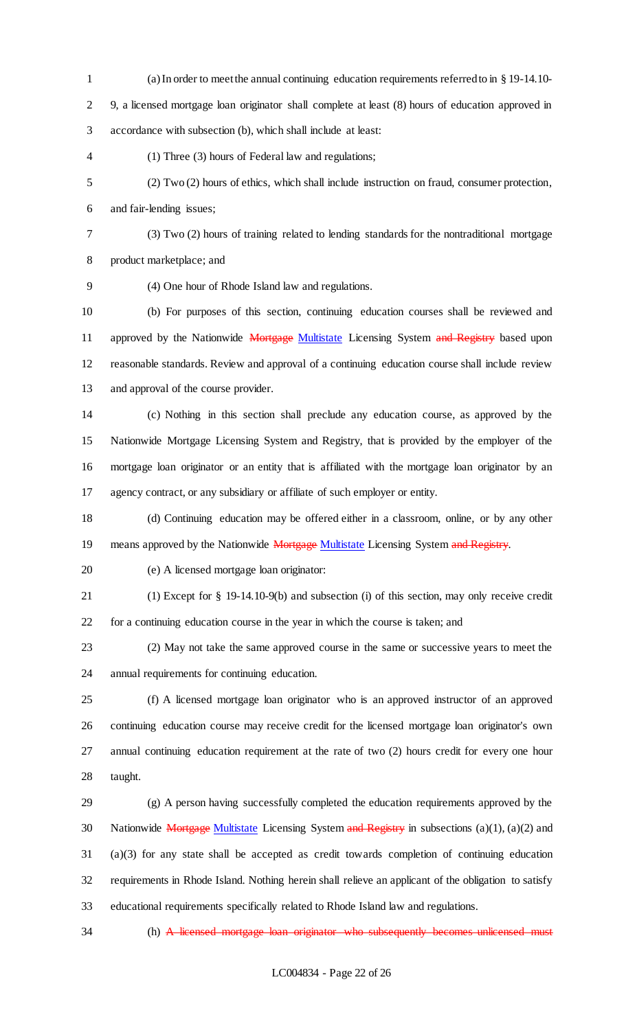(a) In order to meet the annual continuing education requirements referred to in § 19-14.10-9, a licensed mortgage loan originator shall complete at least (8) hours of education approved in accordance with subsection (b), which shall include at least:

(1) Three (3) hours of Federal law and regulations;

(2) Two (2) hours of ethics, which shall include instruction on fraud, consumer protection, and fair-lending issues;

(3) Two (2) hours of training related to lending standards for the nontraditional mortgage product marketplace; and

(4) One hour of Rhode Island law and regulations.

(b) For purposes of this section, continuing education courses shall be reviewed and approved by the Nationwide ~~Mortgage~~ Multistate Licensing System ~~and Registry~~ based upon reasonable standards. Review and approval of a continuing education course shall include review and approval of the course provider.

(c) Nothing in this section shall preclude any education course, as approved by the Nationwide Mortgage Licensing System and Registry, that is provided by the employer of the mortgage loan originator or an entity that is affiliated with the mortgage loan originator by an agency contract, or any subsidiary or affiliate of such employer or entity.

(d) Continuing education may be offered either in a classroom, online, or by any other means approved by the Nationwide ~~Mortgage~~ Multistate Licensing System ~~and Registry~~.

(e) A licensed mortgage loan originator:

(1) Except for § 19-14.10-9(b) and subsection (i) of this section, may only receive credit for a continuing education course in the year in which the course is taken; and

(2) May not take the same approved course in the same or successive years to meet the annual requirements for continuing education.

(f) A licensed mortgage loan originator who is an approved instructor of an approved continuing education course may receive credit for the licensed mortgage loan originator's own annual continuing education requirement at the rate of two (2) hours credit for every one hour taught.

(g) A person having successfully completed the education requirements approved by the Nationwide ~~Mortgage~~ Multistate Licensing System ~~and Registry~~ in subsections (a)(1), (a)(2) and (a)(3) for any state shall be accepted as credit towards completion of continuing education requirements in Rhode Island. Nothing herein shall relieve an applicant of the obligation to satisfy educational requirements specifically related to Rhode Island law and regulations.

(h) ~~A licensed mortgage loan originator who subsequently becomes unlicensed must~~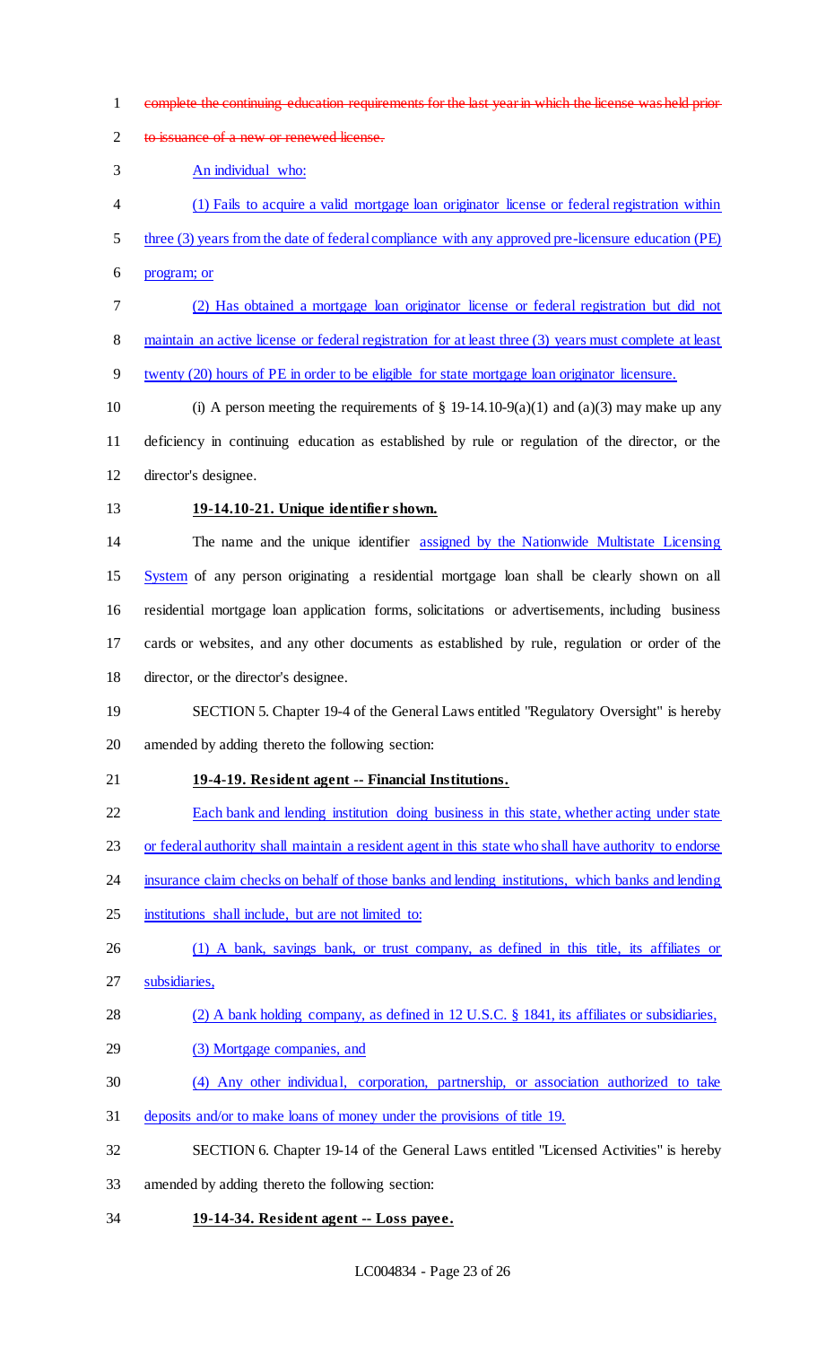~~complete the continuing education requirements for the last year in which the license was held prior to issuance of a new or renewed license.~~

An individual who:

(1) Fails to acquire a valid mortgage loan originator license or federal registration within three (3) years from the date of federal compliance with any approved pre-licensure education (PE) program; or

(2) Has obtained a mortgage loan originator license or federal registration but did not maintain an active license or federal registration for at least three (3) years must complete at least twenty (20) hours of PE in order to be eligible for state mortgage loan originator licensure.

(i) A person meeting the requirements of § 19-14.10-9(a)(1) and (a)(3) may make up any deficiency in continuing education as established by rule or regulation of the director, or the director's designee.

**19-14.10-21. Unique identifier shown.**

The name and the unique identifier assigned by the Nationwide Multistate Licensing System of any person originating a residential mortgage loan shall be clearly shown on all residential mortgage loan application forms, solicitations or advertisements, including business cards or websites, and any other documents as established by rule, regulation or order of the director, or the director's designee.

SECTION 5. Chapter 19-4 of the General Laws entitled "Regulatory Oversight" is hereby amended by adding thereto the following section:

**19-4-19. Resident agent -- Financial Institutions.**

Each bank and lending institution doing business in this state, whether acting under state or federal authority shall maintain a resident agent in this state who shall have authority to endorse insurance claim checks on behalf of those banks and lending institutions, which banks and lending institutions shall include, but are not limited to:

(1) A bank, savings bank, or trust company, as defined in this title, its affiliates or subsidiaries,

(2) A bank holding company, as defined in 12 U.S.C. § 1841, its affiliates or subsidiaries,

(3) Mortgage companies, and

(4) Any other individual, corporation, partnership, or association authorized to take deposits and/or to make loans of money under the provisions of title 19.

SECTION 6. Chapter 19-14 of the General Laws entitled "Licensed Activities" is hereby amended by adding thereto the following section:

**19-14-34. Resident agent -- Loss payee.**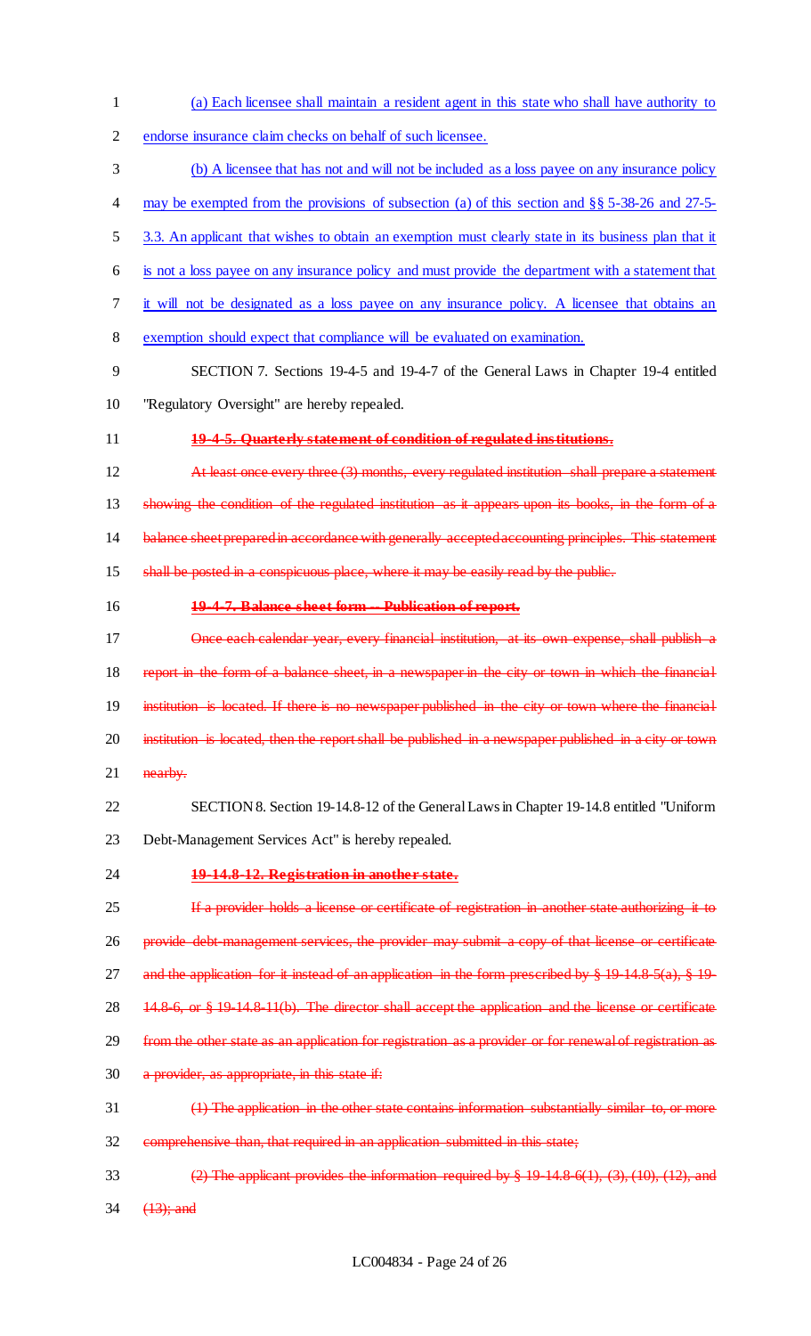(a) Each licensee shall maintain a resident agent in this state who shall have authority to endorse insurance claim checks on behalf of such licensee.

(b) A licensee that has not and will not be included as a loss payee on any insurance policy may be exempted from the provisions of subsection (a) of this section and §§ 5-38-26 and 27-5-3.3. An applicant that wishes to obtain an exemption must clearly state in its business plan that it is not a loss payee on any insurance policy and must provide the department with a statement that it will not be designated as a loss payee on any insurance policy. A licensee that obtains an exemption should expect that compliance will be evaluated on examination.

SECTION 7. Sections 19-4-5 and 19-4-7 of the General Laws in Chapter 19-4 entitled "Regulatory Oversight" are hereby repealed.

~~**19-4-5. Quarterly statement of condition of regulated institutions.**~~

~~At least once every three (3) months, every regulated institution shall prepare a statement showing the condition of the regulated institution as it appears upon its books, in the form of a balance sheet prepared in accordance with generally accepted accounting principles. This statement shall be posted in a conspicuous place, where it may be easily read by the public.~~

~~**19-4-7. Balance sheet form -- Publication of report.**~~

~~Once each calendar year, every financial institution, at its own expense, shall publish a report in the form of a balance sheet, in a newspaper in the city or town in which the financial institution is located. If there is no newspaper published in the city or town where the financial institution is located, then the report shall be published in a newspaper published in a city or town nearby.~~

SECTION 8. Section 19-14.8-12 of the General Laws in Chapter 19-14.8 entitled "Uniform Debt-Management Services Act" is hereby repealed.

~~**19-14.8-12. Registration in another state.**~~

~~If a provider holds a license or certificate of registration in another state authorizing it to provide debt-management services, the provider may submit a copy of that license or certificate and the application for it instead of an application in the form prescribed by § 19-14.8-5(a), § 19-14.8-6, or § 19-14.8-11(b). The director shall accept the application and the license or certificate from the other state as an application for registration as a provider or for renewal of registration as a provider, as appropriate, in this state if:~~

~~(1) The application in the other state contains information substantially similar to, or more comprehensive than, that required in an application submitted in this state;~~

~~(2) The applicant provides the information required by § 19-14.8-6(1), (3), (10), (12), and (13); and~~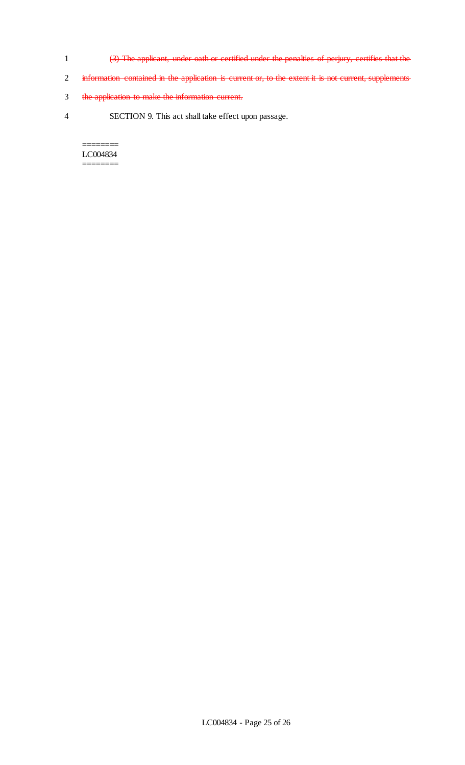~~(3) The applicant, under oath or certified under the penalties of perjury, certifies that the information contained in the application is current or, to the extent it is not current, supplements the application to make the information current.~~

SECTION 9. This act shall take effect upon passage.

========
LC004834
========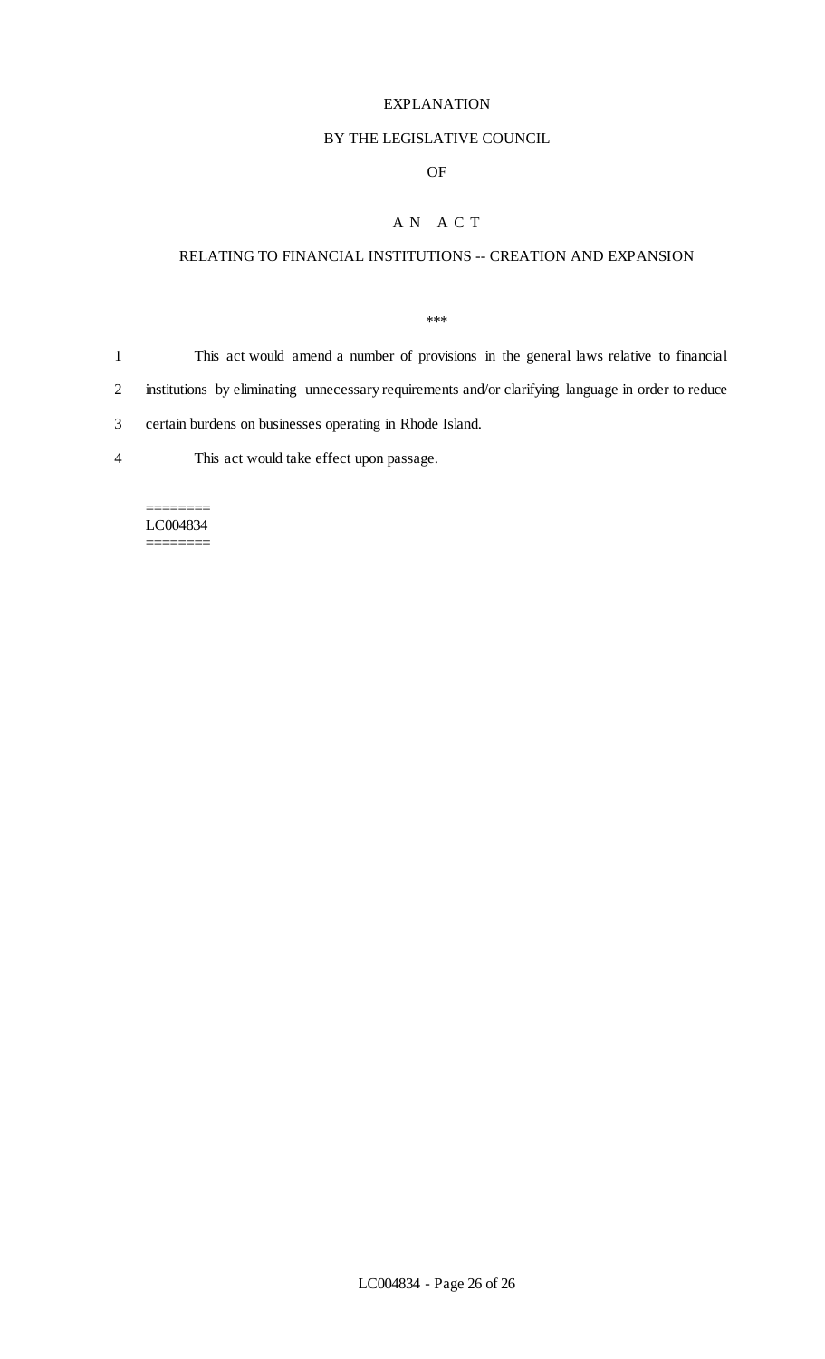EXPLANATION

BY THE LEGISLATIVE COUNCIL

OF

A N A C T

RELATING TO FINANCIAL INSTITUTIONS -- CREATION AND EXPANSION

***

1 This act would amend a number of provisions in the general laws relative to financial
2 institutions by eliminating unnecessary requirements and/or clarifying language in order to reduce
3 certain burdens on businesses operating in Rhode Island.
4 This act would take effect upon passage.

========
LC004834
========